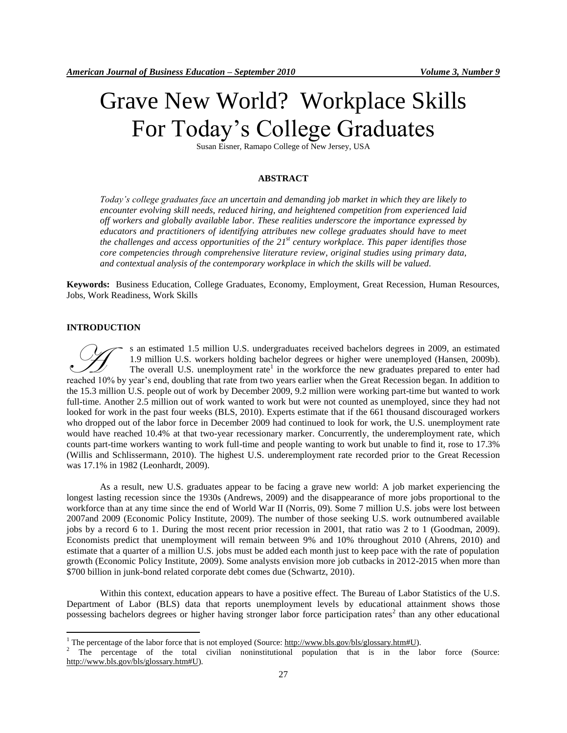# Grave New World? Workplace Skills For Today's College Graduates

Susan Eisner, Ramapo College of New Jersey, USA

## ABSTRACT

*Today's college graduates face an uncertain and demanding job market in which they are likely to encounter evolving skill needs, reduced hiring, and heightened competition from experienced laid off workers and globally available labor. These realities underscore the importance expressed by educators and practitioners of identifying attributes new college graduates should have to meet the challenges and access opportunities of the 21st century workplace. This paper identifies those core competencies through comprehensive literature review, original studies using primary data, and contextual analysis of the contemporary workplace in which the skills will be valued.*

**Keywords:** Business Education, College Graduates, Economy, Employment, Great Recession, Human Resources, Jobs, Work Readiness, Work Skills

## INTRODUCTION

As an estimated 1.5 million U.S. undergraduates received bachelors degrees in 2009, an estimated 1.9 million U.S. workers holding bachelor degrees or higher were unemployed (Hansen, 2009b). The overall U.S. unemployment rate[1] in the workforce the new graduates prepared to enter had reached 10% by year's end, doubling that rate from two years earlier when the Great Recession began. In addition to the 15.3 million U.S. people out of work by December 2009, 9.2 million were working part-time but wanted to work full-time. Another 2.5 million out of work wanted to work but were not counted as unemployed, since they had not looked for work in the past four weeks (BLS, 2010). Experts estimate that if the 661 thousand discouraged workers who dropped out of the labor force in December 2009 had continued to look for work, the U.S. unemployment rate would have reached 10.4% at that two-year recessionary marker. Concurrently, the underemployment rate, which counts part-time workers wanting to work full-time and people wanting to work but unable to find it, rose to 17.3% (Willis and Schlissermann, 2010). The highest U.S. underemployment rate recorded prior to the Great Recession was 17.1% in 1982 (Leonhardt, 2009).

As a result, new U.S. graduates appear to be facing a grave new world: A job market experiencing the longest lasting recession since the 1930s (Andrews, 2009) and the disappearance of more jobs proportional to the workforce than at any time since the end of World War II (Norris, 09). Some 7 million U.S. jobs were lost between 2007and 2009 (Economic Policy Institute, 2009). The number of those seeking U.S. work outnumbered available jobs by a record 6 to 1. During the most recent prior recession in 2001, that ratio was 2 to 1 (Goodman, 2009). Economists predict that unemployment will remain between 9% and 10% throughout 2010 (Ahrens, 2010) and estimate that a quarter of a million U.S. jobs must be added each month just to keep pace with the rate of population growth (Economic Policy Institute, 2009). Some analysts envision more job cutbacks in 2012-2015 when more than \$700 billion in junk-bond related corporate debt comes due (Schwartz, 2010).

Within this context, education appears to have a positive effect. The Bureau of Labor Statistics of the U.S. Department of Labor (BLS) data that reports unemployment levels by educational attainment shows those possessing bachelors degrees or higher having stronger labor force participation rates[2] than any other educational

[1] The percentage of the labor force that is not employed (Source: http://www.bls.gov/bls/glossary.htm#U).

[2] The percentage of the total civilian noninstitutional population that is in the labor force (Source: http://www.bls.gov/bls/glossary.htm#U).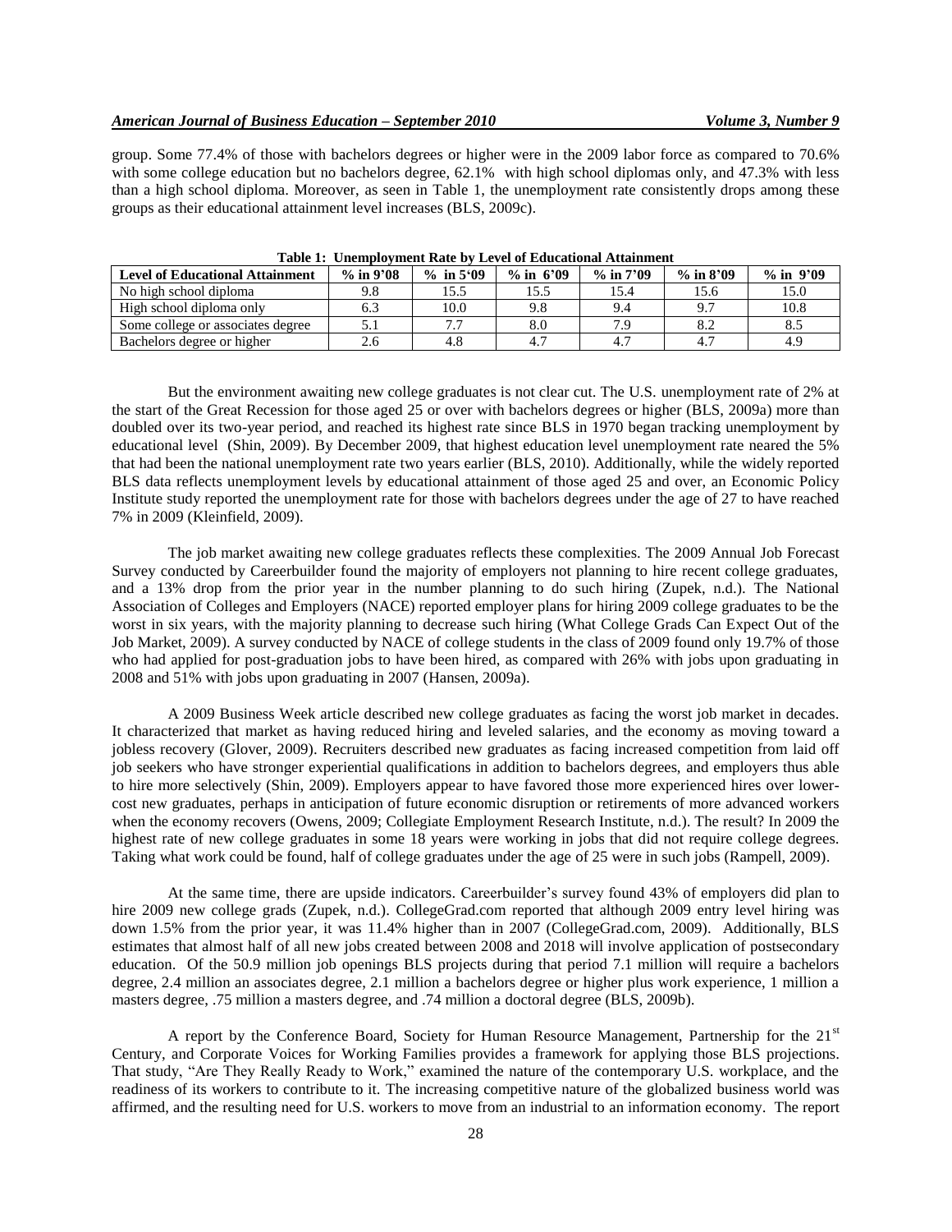group. Some 77.4% of those with bachelors degrees or higher were in the 2009 labor force as compared to 70.6% with some college education but no bachelors degree, 62.1% with high school diplomas only, and 47.3% with less than a high school diploma. Moreover, as seen in Table 1, the unemployment rate consistently drops among these groups as their educational attainment level increases (BLS, 2009c).

**Table 1: Unemployment Rate by Level of Educational Attainment**

| Level of Educational Attainment | % in 9'08 | % in 5'09 | % in 6'09 | % in 7'09 | % in 8'09 | % in 9'09 |
|---|---|---|---|---|---|---|
| No high school diploma | 9.8 | 15.5 | 15.5 | 15.4 | 15.6 | 15.0 |
| High school diploma only | 6.3 | 10.0 | 9.8 | 9.4 | 9.7 | 10.8 |
| Some college or associates degree | 5.1 | 7.7 | 8.0 | 7.9 | 8.2 | 8.5 |
| Bachelors degree or higher | 2.6 | 4.8 | 4.7 | 4.7 | 4.7 | 4.9 |

But the environment awaiting new college graduates is not clear cut. The U.S. unemployment rate of 2% at the start of the Great Recession for those aged 25 or over with bachelors degrees or higher (BLS, 2009a) more than doubled over its two-year period, and reached its highest rate since BLS in 1970 began tracking unemployment by educational level (Shin, 2009). By December 2009, that highest education level unemployment rate neared the 5% that had been the national unemployment rate two years earlier (BLS, 2010). Additionally, while the widely reported BLS data reflects unemployment levels by educational attainment of those aged 25 and over, an Economic Policy Institute study reported the unemployment rate for those with bachelors degrees under the age of 27 to have reached 7% in 2009 (Kleinfield, 2009).

The job market awaiting new college graduates reflects these complexities. The 2009 Annual Job Forecast Survey conducted by Careerbuilder found the majority of employers not planning to hire recent college graduates, and a 13% drop from the prior year in the number planning to do such hiring (Zupek, n.d.). The National Association of Colleges and Employers (NACE) reported employer plans for hiring 2009 college graduates to be the worst in six years, with the majority planning to decrease such hiring (What College Grads Can Expect Out of the Job Market, 2009). A survey conducted by NACE of college students in the class of 2009 found only 19.7% of those who had applied for post-graduation jobs to have been hired, as compared with 26% with jobs upon graduating in 2008 and 51% with jobs upon graduating in 2007 (Hansen, 2009a).

A 2009 Business Week article described new college graduates as facing the worst job market in decades. It characterized that market as having reduced hiring and leveled salaries, and the economy as moving toward a jobless recovery (Glover, 2009). Recruiters described new graduates as facing increased competition from laid off job seekers who have stronger experiential qualifications in addition to bachelors degrees, and employers thus able to hire more selectively (Shin, 2009). Employers appear to have favored those more experienced hires over lower-cost new graduates, perhaps in anticipation of future economic disruption or retirements of more advanced workers when the economy recovers (Owens, 2009; Collegiate Employment Research Institute, n.d.). The result? In 2009 the highest rate of new college graduates in some 18 years were working in jobs that did not require college degrees. Taking what work could be found, half of college graduates under the age of 25 were in such jobs (Rampell, 2009).

At the same time, there are upside indicators. Careerbuilder's survey found 43% of employers did plan to hire 2009 new college grads (Zupek, n.d.). CollegeGrad.com reported that although 2009 entry level hiring was down 1.5% from the prior year, it was 11.4% higher than in 2007 (CollegeGrad.com, 2009). Additionally, BLS estimates that almost half of all new jobs created between 2008 and 2018 will involve application of postsecondary education. Of the 50.9 million job openings BLS projects during that period 7.1 million will require a bachelors degree, 2.4 million an associates degree, 2.1 million a bachelors degree or higher plus work experience, 1 million a masters degree, .75 million a masters degree, and .74 million a doctoral degree (BLS, 2009b).

A report by the Conference Board, Society for Human Resource Management, Partnership for the 21st Century, and Corporate Voices for Working Families provides a framework for applying those BLS projections. That study, "Are They Really Ready to Work," examined the nature of the contemporary U.S. workplace, and the readiness of its workers to contribute to it. The increasing competitive nature of the globalized business world was affirmed, and the resulting need for U.S. workers to move from an industrial to an information economy. The report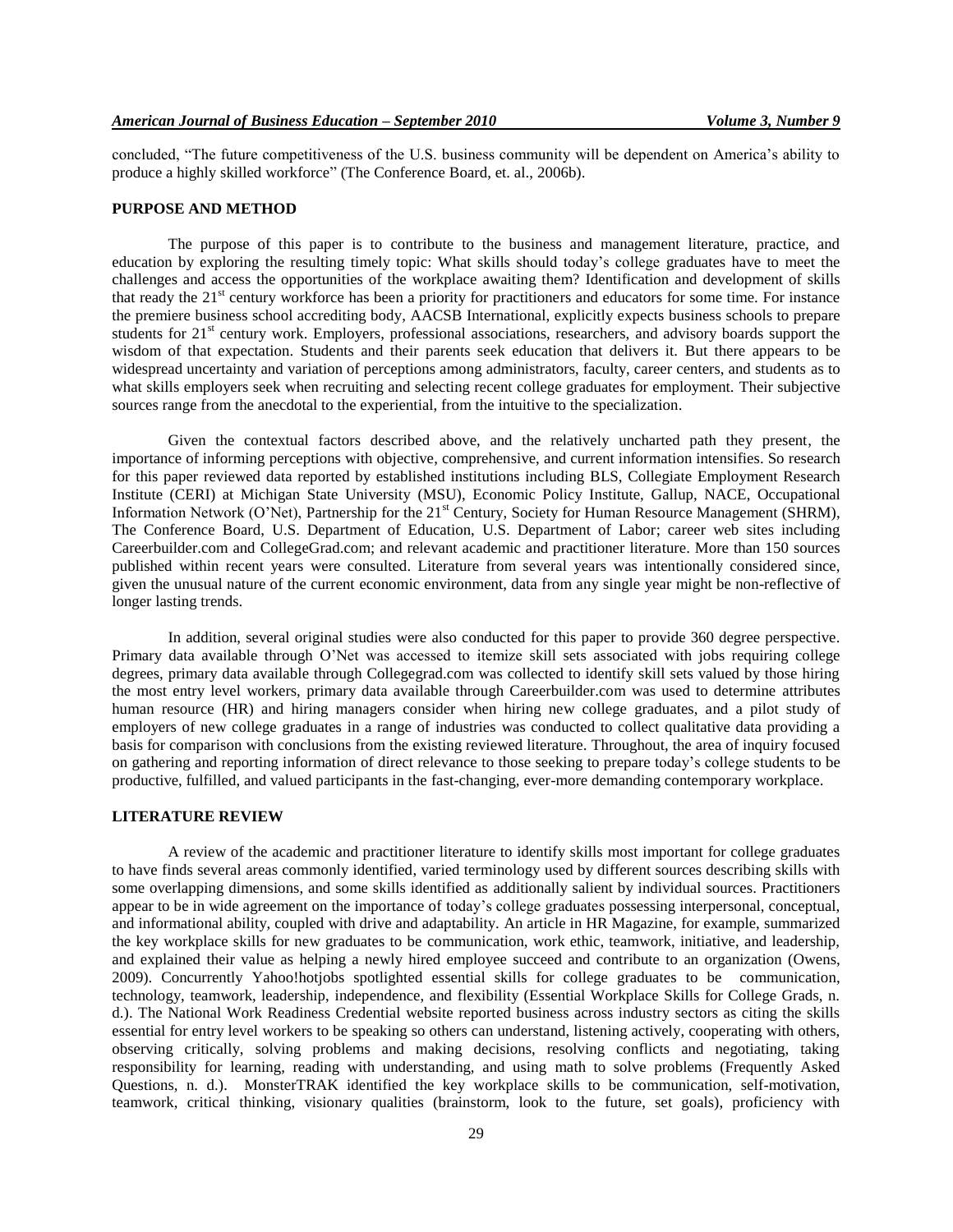concluded, "The future competitiveness of the U.S. business community will be dependent on America's ability to produce a highly skilled workforce" (The Conference Board, et. al., 2006b).

## PURPOSE AND METHOD

The purpose of this paper is to contribute to the business and management literature, practice, and education by exploring the resulting timely topic: What skills should today's college graduates have to meet the challenges and access the opportunities of the workplace awaiting them? Identification and development of skills that ready the 21st century workforce has been a priority for practitioners and educators for some time. For instance the premiere business school accrediting body, AACSB International, explicitly expects business schools to prepare students for 21st century work. Employers, professional associations, researchers, and advisory boards support the wisdom of that expectation. Students and their parents seek education that delivers it. But there appears to be widespread uncertainty and variation of perceptions among administrators, faculty, career centers, and students as to what skills employers seek when recruiting and selecting recent college graduates for employment. Their subjective sources range from the anecdotal to the experiential, from the intuitive to the specialization.

Given the contextual factors described above, and the relatively uncharted path they present, the importance of informing perceptions with objective, comprehensive, and current information intensifies. So research for this paper reviewed data reported by established institutions including BLS, Collegiate Employment Research Institute (CERI) at Michigan State University (MSU), Economic Policy Institute, Gallup, NACE, Occupational Information Network (O'Net), Partnership for the 21st Century, Society for Human Resource Management (SHRM), The Conference Board, U.S. Department of Education, U.S. Department of Labor; career web sites including Careerbuilder.com and CollegeGrad.com; and relevant academic and practitioner literature. More than 150 sources published within recent years were consulted. Literature from several years was intentionally considered since, given the unusual nature of the current economic environment, data from any single year might be non-reflective of longer lasting trends.

In addition, several original studies were also conducted for this paper to provide 360 degree perspective. Primary data available through O'Net was accessed to itemize skill sets associated with jobs requiring college degrees, primary data available through Collegegrad.com was collected to identify skill sets valued by those hiring the most entry level workers, primary data available through Careerbuilder.com was used to determine attributes human resource (HR) and hiring managers consider when hiring new college graduates, and a pilot study of employers of new college graduates in a range of industries was conducted to collect qualitative data providing a basis for comparison with conclusions from the existing reviewed literature. Throughout, the area of inquiry focused on gathering and reporting information of direct relevance to those seeking to prepare today's college students to be productive, fulfilled, and valued participants in the fast-changing, ever-more demanding contemporary workplace.

## LITERATURE REVIEW

A review of the academic and practitioner literature to identify skills most important for college graduates to have finds several areas commonly identified, varied terminology used by different sources describing skills with some overlapping dimensions, and some skills identified as additionally salient by individual sources. Practitioners appear to be in wide agreement on the importance of today's college graduates possessing interpersonal, conceptual, and informational ability, coupled with drive and adaptability. An article in HR Magazine, for example, summarized the key workplace skills for new graduates to be communication, work ethic, teamwork, initiative, and leadership, and explained their value as helping a newly hired employee succeed and contribute to an organization (Owens, 2009). Concurrently Yahoo!hotjobs spotlighted essential skills for college graduates to be communication, technology, teamwork, leadership, independence, and flexibility (Essential Workplace Skills for College Grads, n. d.). The National Work Readiness Credential website reported business across industry sectors as citing the skills essential for entry level workers to be speaking so others can understand, listening actively, cooperating with others, observing critically, solving problems and making decisions, resolving conflicts and negotiating, taking responsibility for learning, reading with understanding, and using math to solve problems (Frequently Asked Questions, n. d.). MonsterTRAK identified the key workplace skills to be communication, self-motivation, teamwork, critical thinking, visionary qualities (brainstorm, look to the future, set goals), proficiency with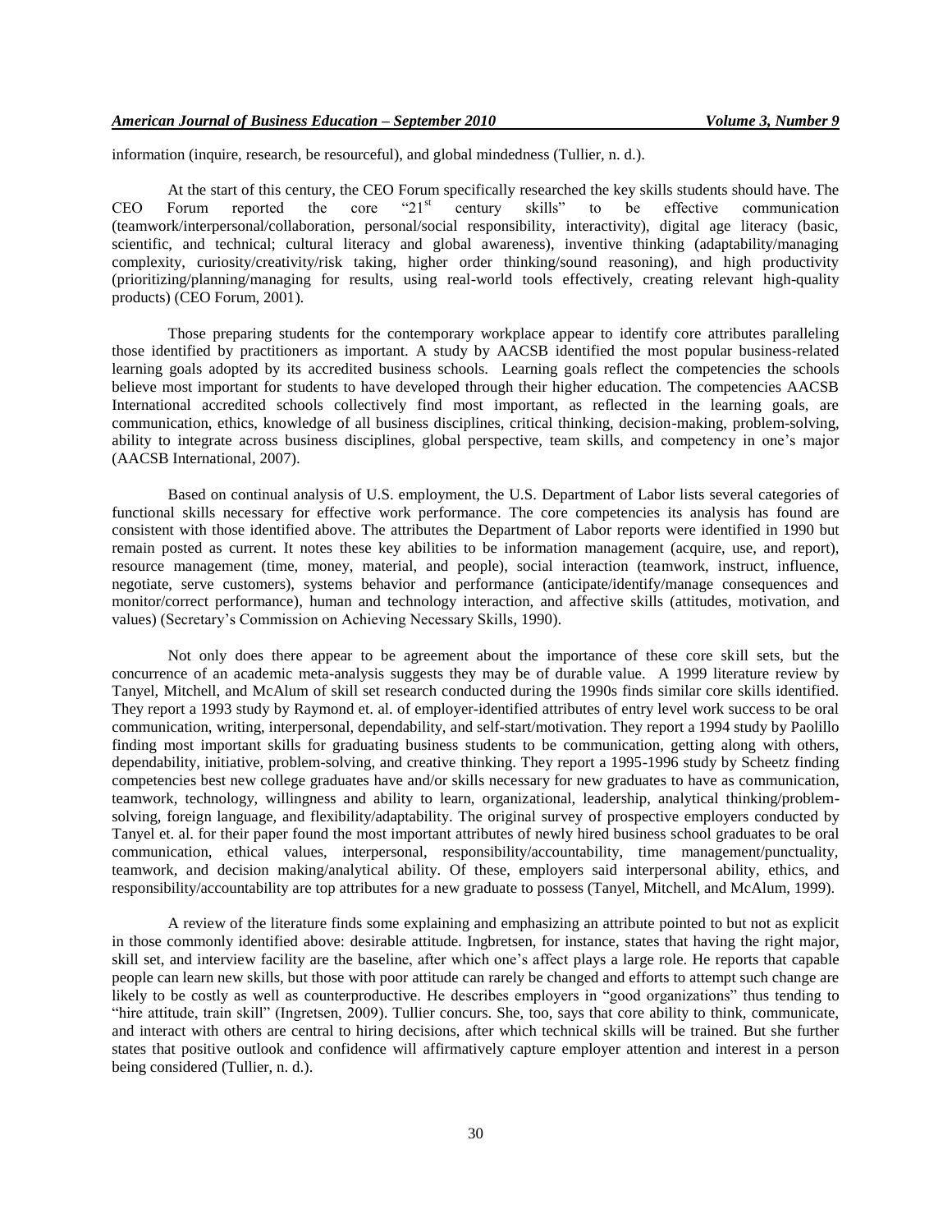information (inquire, research, be resourceful), and global mindedness (Tullier, n. d.).

At the start of this century, the CEO Forum specifically researched the key skills students should have. The CEO Forum reported the core "21st century skills" to be effective communication (teamwork/interpersonal/collaboration, personal/social responsibility, interactivity), digital age literacy (basic, scientific, and technical; cultural literacy and global awareness), inventive thinking (adaptability/managing complexity, curiosity/creativity/risk taking, higher order thinking/sound reasoning), and high productivity (prioritizing/planning/managing for results, using real-world tools effectively, creating relevant high-quality products) (CEO Forum, 2001).

Those preparing students for the contemporary workplace appear to identify core attributes paralleling those identified by practitioners as important. A study by AACSB identified the most popular business-related learning goals adopted by its accredited business schools. Learning goals reflect the competencies the schools believe most important for students to have developed through their higher education. The competencies AACSB International accredited schools collectively find most important, as reflected in the learning goals, are communication, ethics, knowledge of all business disciplines, critical thinking, decision-making, problem-solving, ability to integrate across business disciplines, global perspective, team skills, and competency in one's major (AACSB International, 2007).

Based on continual analysis of U.S. employment, the U.S. Department of Labor lists several categories of functional skills necessary for effective work performance. The core competencies its analysis has found are consistent with those identified above. The attributes the Department of Labor reports were identified in 1990 but remain posted as current. It notes these key abilities to be information management (acquire, use, and report), resource management (time, money, material, and people), social interaction (teamwork, instruct, influence, negotiate, serve customers), systems behavior and performance (anticipate/identify/manage consequences and monitor/correct performance), human and technology interaction, and affective skills (attitudes, motivation, and values) (Secretary's Commission on Achieving Necessary Skills, 1990).

Not only does there appear to be agreement about the importance of these core skill sets, but the concurrence of an academic meta-analysis suggests they may be of durable value. A 1999 literature review by Tanyel, Mitchell, and McAlum of skill set research conducted during the 1990s finds similar core skills identified. They report a 1993 study by Raymond et. al. of employer-identified attributes of entry level work success to be oral communication, writing, interpersonal, dependability, and self-start/motivation. They report a 1994 study by Paolillo finding most important skills for graduating business students to be communication, getting along with others, dependability, initiative, problem-solving, and creative thinking. They report a 1995-1996 study by Scheetz finding competencies best new college graduates have and/or skills necessary for new graduates to have as communication, teamwork, technology, willingness and ability to learn, organizational, leadership, analytical thinking/problem-solving, foreign language, and flexibility/adaptability. The original survey of prospective employers conducted by Tanyel et. al. for their paper found the most important attributes of newly hired business school graduates to be oral communication, ethical values, interpersonal, responsibility/accountability, time management/punctuality, teamwork, and decision making/analytical ability. Of these, employers said interpersonal ability, ethics, and responsibility/accountability are top attributes for a new graduate to possess (Tanyel, Mitchell, and McAlum, 1999).

A review of the literature finds some explaining and emphasizing an attribute pointed to but not as explicit in those commonly identified above: desirable attitude. Ingbretsen, for instance, states that having the right major, skill set, and interview facility are the baseline, after which one's affect plays a large role. He reports that capable people can learn new skills, but those with poor attitude can rarely be changed and efforts to attempt such change are likely to be costly as well as counterproductive. He describes employers in "good organizations" thus tending to "hire attitude, train skill" (Ingretsen, 2009). Tullier concurs. She, too, says that core ability to think, communicate, and interact with others are central to hiring decisions, after which technical skills will be trained. But she further states that positive outlook and confidence will affirmatively capture employer attention and interest in a person being considered (Tullier, n. d.).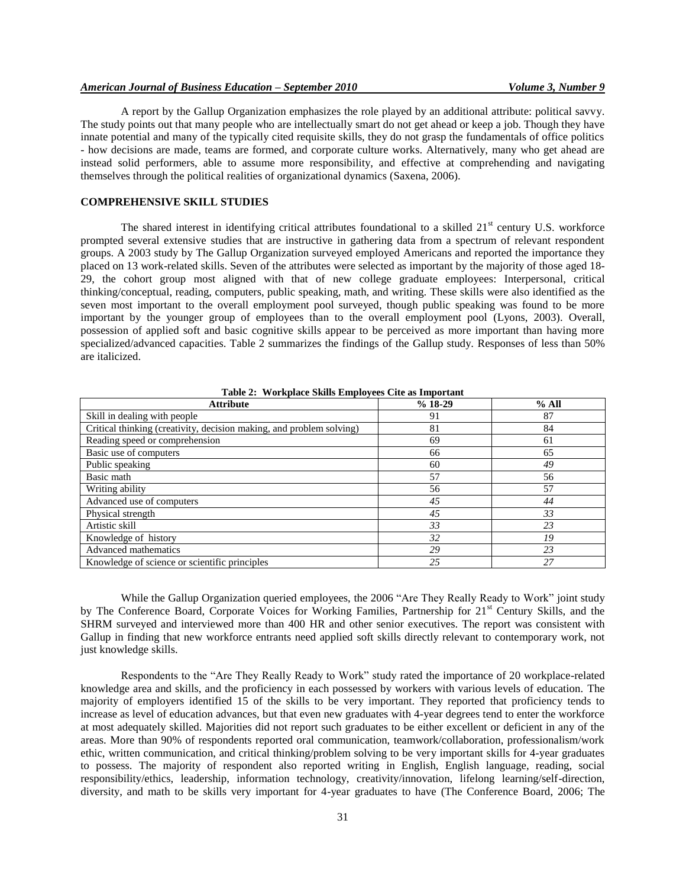A report by the Gallup Organization emphasizes the role played by an additional attribute: political savvy. The study points out that many people who are intellectually smart do not get ahead or keep a job. Though they have innate potential and many of the typically cited requisite skills, they do not grasp the fundamentals of office politics - how decisions are made, teams are formed, and corporate culture works. Alternatively, many who get ahead are instead solid performers, able to assume more responsibility, and effective at comprehending and navigating themselves through the political realities of organizational dynamics (Saxena, 2006).

## COMPREHENSIVE SKILL STUDIES

The shared interest in identifying critical attributes foundational to a skilled 21st century U.S. workforce prompted several extensive studies that are instructive in gathering data from a spectrum of relevant respondent groups. A 2003 study by The Gallup Organization surveyed employed Americans and reported the importance they placed on 13 work-related skills. Seven of the attributes were selected as important by the majority of those aged 18-29, the cohort group most aligned with that of new college graduate employees: Interpersonal, critical thinking/conceptual, reading, computers, public speaking, math, and writing. These skills were also identified as the seven most important to the overall employment pool surveyed, though public speaking was found to be more important by the younger group of employees than to the overall employment pool (Lyons, 2003). Overall, possession of applied soft and basic cognitive skills appear to be perceived as more important than having more specialized/advanced capacities. Table 2 summarizes the findings of the Gallup study. Responses of less than 50% are italicized.

**Table 2: Workplace Skills Employees Cite as Important**

| Attribute | % 18-29 | % All |
|---|---|---|
| Skill in dealing with people | 91 | 87 |
| Critical thinking (creativity, decision making, and problem solving) | 81 | 84 |
| Reading speed or comprehension | 69 | 61 |
| Basic use of computers | 66 | 65 |
| Public speaking | 60 | *49* |
| Basic math | 57 | 56 |
| Writing ability | 56 | 57 |
| Advanced use of computers | *45* | *44* |
| Physical strength | *45* | *33* |
| Artistic skill | *33* | *23* |
| Knowledge of history | *32* | *19* |
| Advanced mathematics | *29* | *23* |
| Knowledge of science or scientific principles | *25* | *27* |

While the Gallup Organization queried employees, the 2006 "Are They Really Ready to Work" joint study by The Conference Board, Corporate Voices for Working Families, Partnership for 21st Century Skills, and the SHRM surveyed and interviewed more than 400 HR and other senior executives. The report was consistent with Gallup in finding that new workforce entrants need applied soft skills directly relevant to contemporary work, not just knowledge skills.

Respondents to the "Are They Really Ready to Work" study rated the importance of 20 workplace-related knowledge area and skills, and the proficiency in each possessed by workers with various levels of education. The majority of employers identified 15 of the skills to be very important. They reported that proficiency tends to increase as level of education advances, but that even new graduates with 4-year degrees tend to enter the workforce at most adequately skilled. Majorities did not report such graduates to be either excellent or deficient in any of the areas. More than 90% of respondents reported oral communication, teamwork/collaboration, professionalism/work ethic, written communication, and critical thinking/problem solving to be very important skills for 4-year graduates to possess. The majority of respondent also reported writing in English, English language, reading, social responsibility/ethics, leadership, information technology, creativity/innovation, lifelong learning/self-direction, diversity, and math to be skills very important for 4-year graduates to have (The Conference Board, 2006; The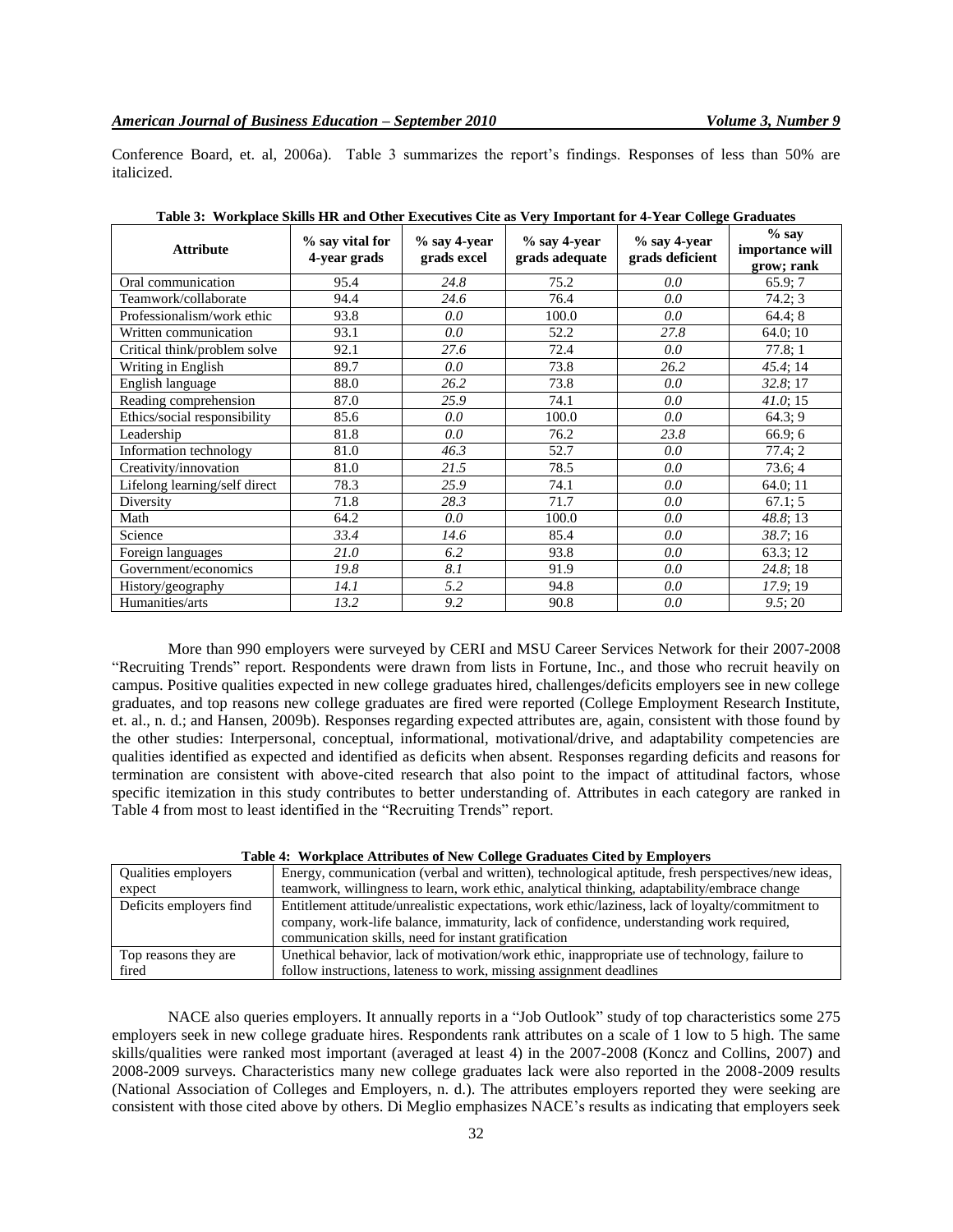Conference Board, et. al, 2006a). Table 3 summarizes the report's findings. Responses of less than 50% are italicized.

**Table 3: Workplace Skills HR and Other Executives Cite as Very Important for 4-Year College Graduates**

| Attribute | % say vital for 4-year grads | % say 4-year grads excel | % say 4-year grads adequate | % say 4-year grads deficient | % say importance will grow; rank |
|---|---|---|---|---|---|
| Oral communication | 95.4 | *24.8* | 75.2 | *0.0* | 65.9; 7 |
| Teamwork/collaborate | 94.4 | *24.6* | 76.4 | *0.0* | 74.2; 3 |
| Professionalism/work ethic | 93.8 | *0.0* | 100.0 | *0.0* | 64.4; 8 |
| Written communication | 93.1 | *0.0* | 52.2 | *27.8* | 64.0; 10 |
| Critical think/problem solve | 92.1 | *27.6* | 72.4 | *0.0* | 77.8; 1 |
| Writing in English | 89.7 | *0.0* | 73.8 | *26.2* | *45.4*; 14 |
| English language | 88.0 | *26.2* | 73.8 | *0.0* | *32.8*; 17 |
| Reading comprehension | 87.0 | *25.9* | 74.1 | *0.0* | *41.0*; 15 |
| Ethics/social responsibility | 85.6 | *0.0* | 100.0 | *0.0* | 64.3; 9 |
| Leadership | 81.8 | *0.0* | 76.2 | *23.8* | 66.9; 6 |
| Information technology | 81.0 | *46.3* | 52.7 | *0.0* | 77.4; 2 |
| Creativity/innovation | 81.0 | *21.5* | 78.5 | *0.0* | 73.6; 4 |
| Lifelong learning/self direct | 78.3 | *25.9* | 74.1 | *0.0* | 64.0; 11 |
| Diversity | 71.8 | *28.3* | 71.7 | *0.0* | 67.1; 5 |
| Math | 64.2 | *0.0* | 100.0 | *0.0* | *48.8*; 13 |
| Science | *33.4* | *14.6* | 85.4 | *0.0* | *38.7*; 16 |
| Foreign languages | *21.0* | *6.2* | 93.8 | *0.0* | 63.3; 12 |
| Government/economics | *19.8* | *8.1* | 91.9 | *0.0* | *24.8*; 18 |
| History/geography | *14.1* | *5.2* | 94.8 | *0.0* | *17.9*; 19 |
| Humanities/arts | *13.2* | *9.2* | 90.8 | *0.0* | *9.5*; 20 |

More than 990 employers were surveyed by CERI and MSU Career Services Network for their 2007-2008 "Recruiting Trends" report. Respondents were drawn from lists in Fortune, Inc., and those who recruit heavily on campus. Positive qualities expected in new college graduates hired, challenges/deficits employers see in new college graduates, and top reasons new college graduates are fired were reported (College Employment Research Institute, et. al., n. d.; and Hansen, 2009b). Responses regarding expected attributes are, again, consistent with those found by the other studies: Interpersonal, conceptual, informational, motivational/drive, and adaptability competencies are qualities identified as expected and identified as deficits when absent. Responses regarding deficits and reasons for termination are consistent with above-cited research that also point to the impact of attitudinal factors, whose specific itemization in this study contributes to better understanding of. Attributes in each category are ranked in Table 4 from most to least identified in the "Recruiting Trends" report.

**Table 4: Workplace Attributes of New College Graduates Cited by Employers**

| | |
|---|---|
| Qualities employers expect | Energy, communication (verbal and written), technological aptitude, fresh perspectives/new ideas, teamwork, willingness to learn, work ethic, analytical thinking, adaptability/embrace change |
| Deficits employers find | Entitlement attitude/unrealistic expectations, work ethic/laziness, lack of loyalty/commitment to company, work-life balance, immaturity, lack of confidence, understanding work required, communication skills, need for instant gratification |
| Top reasons they are fired | Unethical behavior, lack of motivation/work ethic, inappropriate use of technology, failure to follow instructions, lateness to work, missing assignment deadlines |

NACE also queries employers. It annually reports in a "Job Outlook" study of top characteristics some 275 employers seek in new college graduate hires. Respondents rank attributes on a scale of 1 low to 5 high. The same skills/qualities were ranked most important (averaged at least 4) in the 2007-2008 (Koncz and Collins, 2007) and 2008-2009 surveys. Characteristics many new college graduates lack were also reported in the 2008-2009 results (National Association of Colleges and Employers, n. d.). The attributes employers reported they were seeking are consistent with those cited above by others. Di Meglio emphasizes NACE's results as indicating that employers seek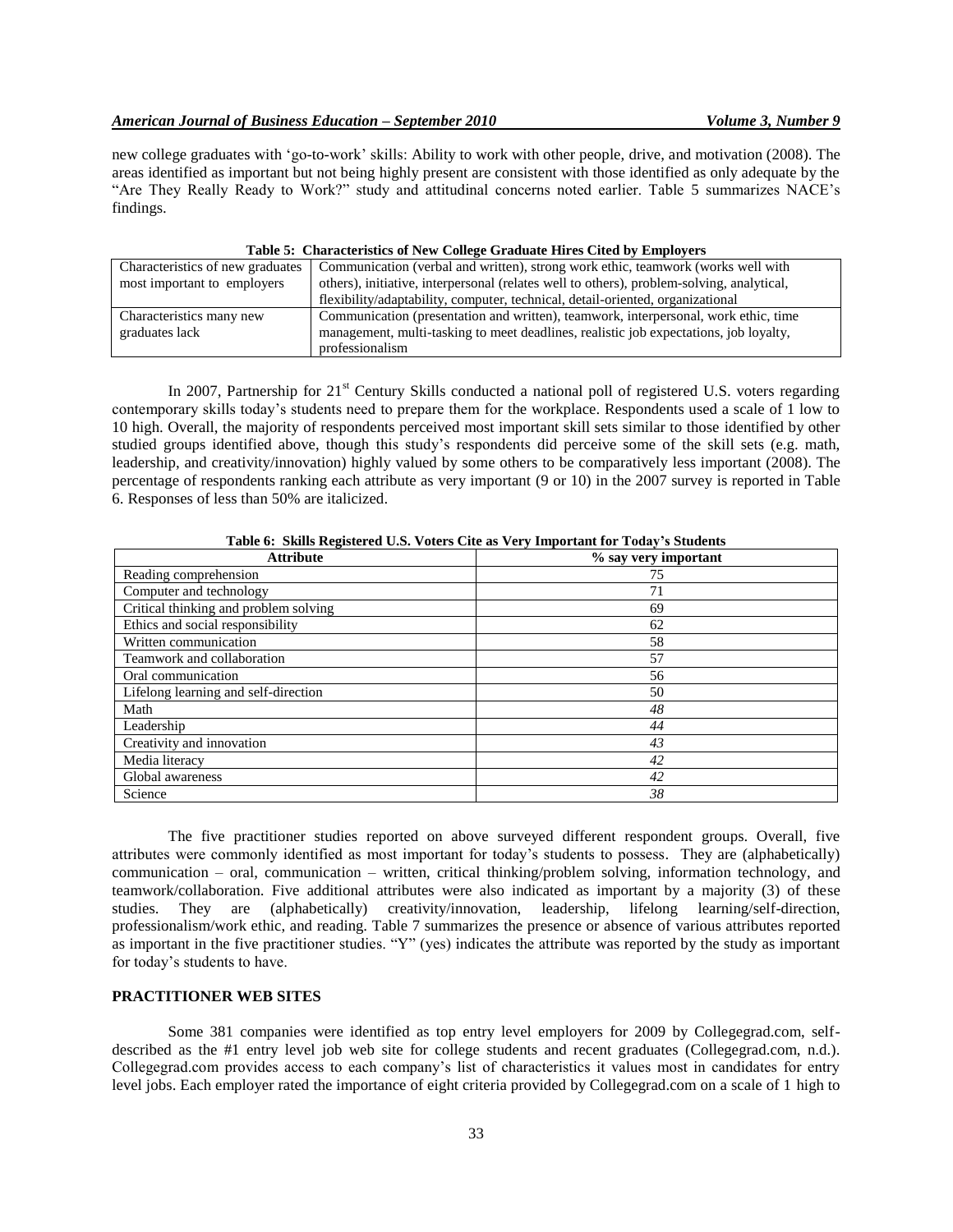new college graduates with 'go-to-work' skills: Ability to work with other people, drive, and motivation (2008). The areas identified as important but not being highly present are consistent with those identified as only adequate by the "Are They Really Ready to Work?" study and attitudinal concerns noted earlier. Table 5 summarizes NACE's findings.

**Table 5: Characteristics of New College Graduate Hires Cited by Employers**

| | |
|---|---|
| Characteristics of new graduates most important to employers | Communication (verbal and written), strong work ethic, teamwork (works well with others), initiative, interpersonal (relates well to others), problem-solving, analytical, flexibility/adaptability, computer, technical, detail-oriented, organizational |
| Characteristics many new graduates lack | Communication (presentation and written), teamwork, interpersonal, work ethic, time management, multi-tasking to meet deadlines, realistic job expectations, job loyalty, professionalism |

In 2007, Partnership for 21st Century Skills conducted a national poll of registered U.S. voters regarding contemporary skills today's students need to prepare them for the workplace. Respondents used a scale of 1 low to 10 high. Overall, the majority of respondents perceived most important skill sets similar to those identified by other studied groups identified above, though this study's respondents did perceive some of the skill sets (e.g. math, leadership, and creativity/innovation) highly valued by some others to be comparatively less important (2008). The percentage of respondents ranking each attribute as very important (9 or 10) in the 2007 survey is reported in Table 6. Responses of less than 50% are italicized.

**Table 6: Skills Registered U.S. Voters Cite as Very Important for Today's Students**

| Attribute | % say very important |
|---|---|
| Reading comprehension | 75 |
| Computer and technology | 71 |
| Critical thinking and problem solving | 69 |
| Ethics and social responsibility | 62 |
| Written communication | 58 |
| Teamwork and collaboration | 57 |
| Oral communication | 56 |
| Lifelong learning and self-direction | 50 |
| Math | *48* |
| Leadership | *44* |
| Creativity and innovation | *43* |
| Media literacy | *42* |
| Global awareness | *42* |
| Science | *38* |

The five practitioner studies reported on above surveyed different respondent groups. Overall, five attributes were commonly identified as most important for today's students to possess. They are (alphabetically) communication – oral, communication – written, critical thinking/problem solving, information technology, and teamwork/collaboration. Five additional attributes were also indicated as important by a majority (3) of these studies. They are (alphabetically) creativity/innovation, leadership, lifelong learning/self-direction, professionalism/work ethic, and reading. Table 7 summarizes the presence or absence of various attributes reported as important in the five practitioner studies. "Y" (yes) indicates the attribute was reported by the study as important for today's students to have.

## PRACTITIONER WEB SITES

Some 381 companies were identified as top entry level employers for 2009 by Collegegrad.com, self-described as the #1 entry level job web site for college students and recent graduates (Collegegrad.com, n.d.). Collegegrad.com provides access to each company's list of characteristics it values most in candidates for entry level jobs. Each employer rated the importance of eight criteria provided by Collegegrad.com on a scale of 1 high to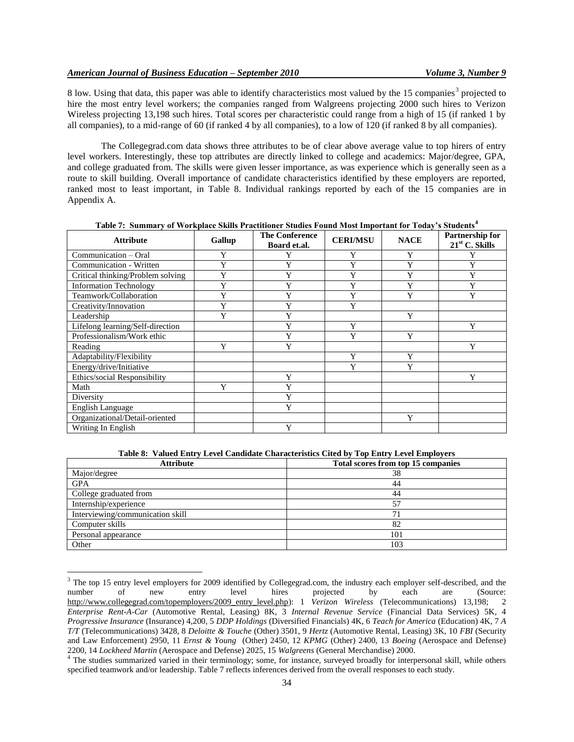8 low. Using that data, this paper was able to identify characteristics most valued by the 15 companies[3] projected to hire the most entry level workers; the companies ranged from Walgreens projecting 2000 such hires to Verizon Wireless projecting 13,198 such hires. Total scores per characteristic could range from a high of 15 (if ranked 1 by all companies), to a mid-range of 60 (if ranked 4 by all companies), to a low of 120 (if ranked 8 by all companies).

The Collegegrad.com data shows three attributes to be of clear above average value to top hirers of entry level workers. Interestingly, these top attributes are directly linked to college and academics: Major/degree, GPA, and college graduated from. The skills were given lesser importance, as was experience which is generally seen as a route to skill building. Overall importance of candidate characteristics identified by these employers are reported, ranked most to least important, in Table 8. Individual rankings reported by each of the 15 companies are in Appendix A.

**Table 7: Summary of Workplace Skills Practitioner Studies Found Most Important for Today's Students[4]**

| Attribute | Gallup | The Conference Board et.al. | CERI/MSU | NACE | Partnership for 21st C. Skills |
|---|---|---|---|---|---|
| Communication – Oral | Y | Y | Y | Y | Y |
| Communication - Written | Y | Y | Y | Y | Y |
| Critical thinking/Problem solving | Y | Y | Y | Y | Y |
| Information Technology | Y | Y | Y | Y | Y |
| Teamwork/Collaboration | Y | Y | Y | Y | Y |
| Creativity/Innovation | Y | Y | Y | | |
| Leadership | Y | Y | | Y | |
| Lifelong learning/Self-direction | | Y | Y | | Y |
| Professionalism/Work ethic | | Y | Y | Y | |
| Reading | Y | Y | | | Y |
| Adaptability/Flexibility | | | Y | Y | |
| Energy/drive/Initiative | | | Y | Y | |
| Ethics/social Responsibility | | Y | | | Y |
| Math | Y | Y | | | |
| Diversity | | Y | | | |
| English Language | | Y | | | |
| Organizational/Detail-oriented | | | | Y | |
| Writing In English | | Y | | | |

**Table 8: Valued Entry Level Candidate Characteristics Cited by Top Entry Level Employers**

| Attribute | Total scores from top 15 companies |
|---|---|
| Major/degree | 38 |
| GPA | 44 |
| College graduated from | 44 |
| Internship/experience | 57 |
| Interviewing/communication skill | 71 |
| Computer skills | 82 |
| Personal appearance | 101 |
| Other | 103 |

[3] The top 15 entry level employers for 2009 identified by Collegegrad.com, the industry each employer self-described, and the number of new entry level hires projected by each are (Source: http://www.collegegrad.com/topemployers/2009_entry_level.php): 1 *Verizon Wireless* (Telecommunications) 13,198; 2 *Enterprise Rent-A-Car* (Automotive Rental, Leasing) 8K, 3 *Internal Revenue Service* (Financial Data Services) 5K, 4 *Progressive Insurance* (Insurance) 4,200, 5 *DDP Holdings* (Diversified Financials) 4K, 6 *Teach for America* (Education) 4K, 7 *A T/T* (Telecommunications) 3428, 8 *Deloitte & Touche* (Other) 3501, 9 *Hertz* (Automotive Rental, Leasing) 3K, 10 *FBI* (Security and Law Enforcement) 2950, 11 *Ernst & Young* (Other) 2450, 12 *KPMG* (Other) 2400, 13 *Boeing* (Aerospace and Defense) 2200, 14 *Lockheed Martin* (Aerospace and Defense) 2025, 15 *Walgreens* (General Merchandise) 2000.

[4] The studies summarized varied in their terminology; some, for instance, surveyed broadly for interpersonal skill, while others specified teamwork and/or leadership. Table 7 reflects inferences derived from the overall responses to each study.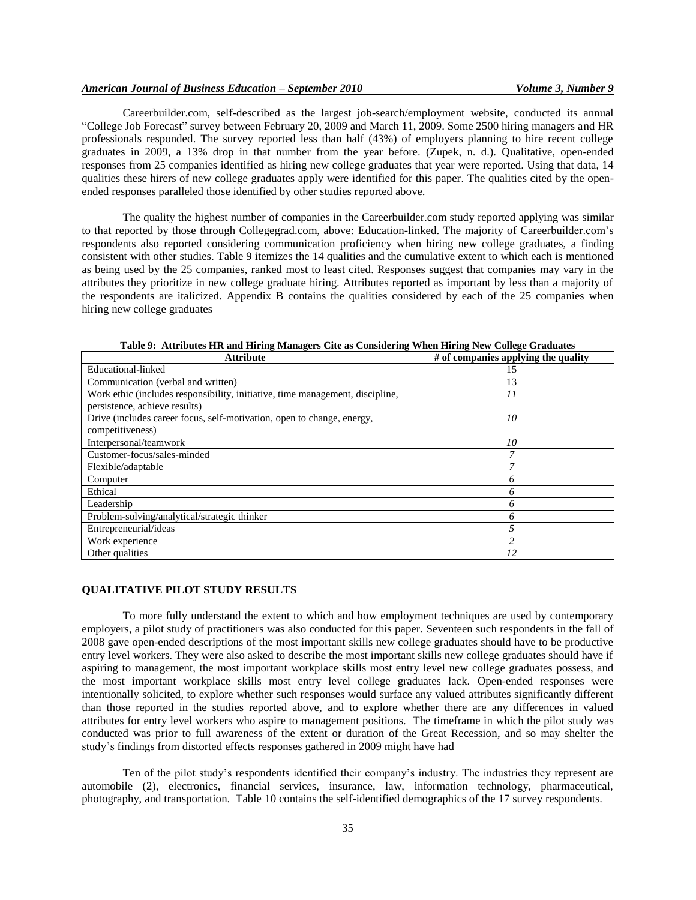Careerbuilder.com, self-described as the largest job-search/employment website, conducted its annual "College Job Forecast" survey between February 20, 2009 and March 11, 2009. Some 2500 hiring managers and HR professionals responded. The survey reported less than half (43%) of employers planning to hire recent college graduates in 2009, a 13% drop in that number from the year before. (Zupek, n. d.). Qualitative, open-ended responses from 25 companies identified as hiring new college graduates that year were reported. Using that data, 14 qualities these hirers of new college graduates apply were identified for this paper. The qualities cited by the open-ended responses paralleled those identified by other studies reported above.

The quality the highest number of companies in the Careerbuilder.com study reported applying was similar to that reported by those through Collegegrad.com, above: Education-linked. The majority of Careerbuilder.com's respondents also reported considering communication proficiency when hiring new college graduates, a finding consistent with other studies. Table 9 itemizes the 14 qualities and the cumulative extent to which each is mentioned as being used by the 25 companies, ranked most to least cited. Responses suggest that companies may vary in the attributes they prioritize in new college graduate hiring. Attributes reported as important by less than a majority of the respondents are italicized. Appendix B contains the qualities considered by each of the 25 companies when hiring new college graduates

**Table 9: Attributes HR and Hiring Managers Cite as Considering When Hiring New College Graduates**

| Attribute | # of companies applying the quality |
|---|---|
| Educational-linked | 15 |
| Communication (verbal and written) | 13 |
| Work ethic (includes responsibility, initiative, time management, discipline, persistence, achieve results) | *11* |
| Drive (includes career focus, self-motivation, open to change, energy, competitiveness) | *10* |
| Interpersonal/teamwork | *10* |
| Customer-focus/sales-minded | *7* |
| Flexible/adaptable | *7* |
| Computer | *6* |
| Ethical | *6* |
| Leadership | *6* |
| Problem-solving/analytical/strategic thinker | *6* |
| Entrepreneurial/ideas | *5* |
| Work experience | *2* |
| Other qualities | *12* |

## QUALITATIVE PILOT STUDY RESULTS

To more fully understand the extent to which and how employment techniques are used by contemporary employers, a pilot study of practitioners was also conducted for this paper. Seventeen such respondents in the fall of 2008 gave open-ended descriptions of the most important skills new college graduates should have to be productive entry level workers. They were also asked to describe the most important skills new college graduates should have if aspiring to management, the most important workplace skills most entry level new college graduates possess, and the most important workplace skills most entry level college graduates lack. Open-ended responses were intentionally solicited, to explore whether such responses would surface any valued attributes significantly different than those reported in the studies reported above, and to explore whether there are any differences in valued attributes for entry level workers who aspire to management positions. The timeframe in which the pilot study was conducted was prior to full awareness of the extent or duration of the Great Recession, and so may shelter the study's findings from distorted effects responses gathered in 2009 might have had

Ten of the pilot study's respondents identified their company's industry. The industries they represent are automobile (2), electronics, financial services, insurance, law, information technology, pharmaceutical, photography, and transportation. Table 10 contains the self-identified demographics of the 17 survey respondents.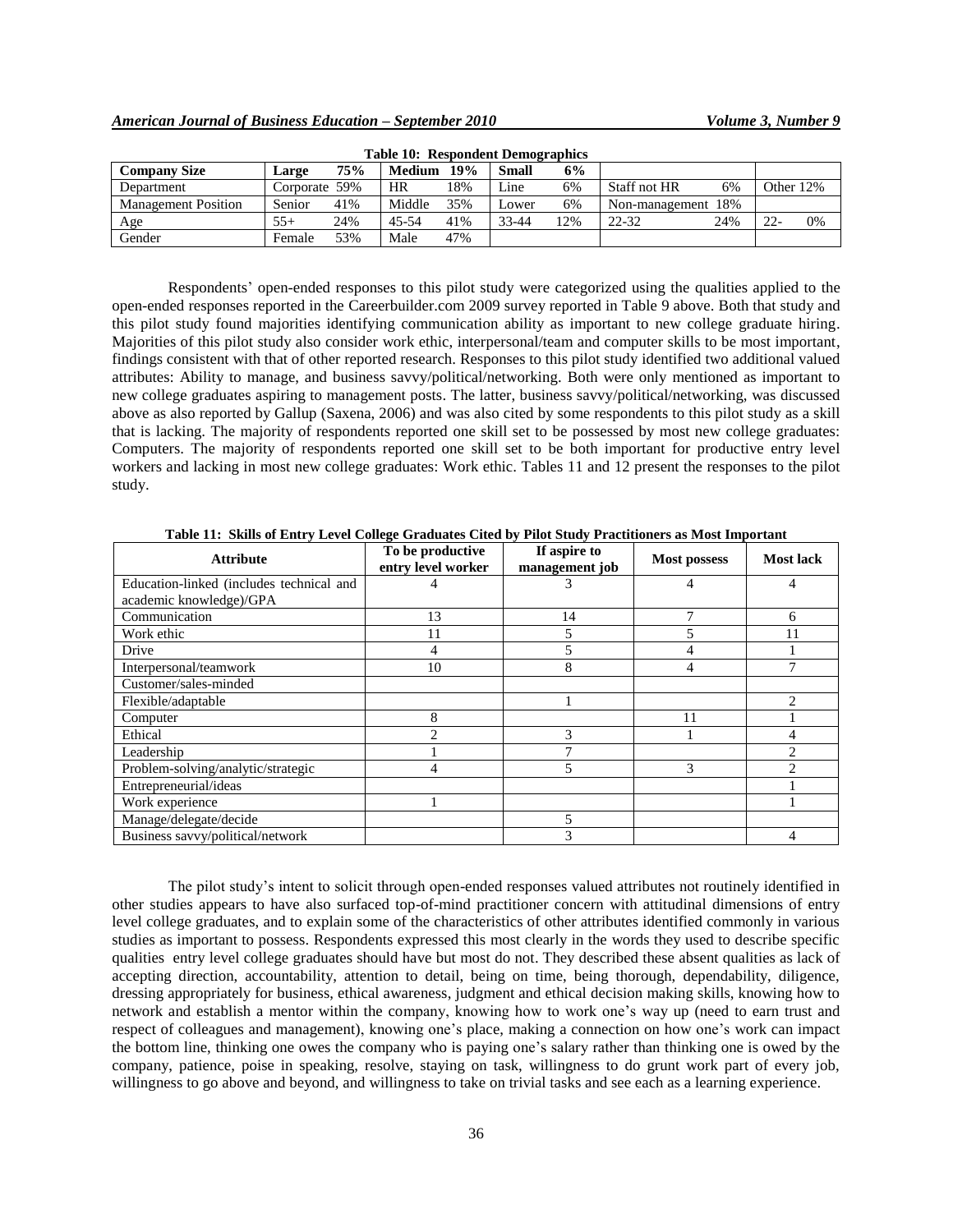**Table 10: Respondent Demographics**

| Company Size | Large 75% | Medium 19% | Small 6% | | |
|---|---|---|---|---|---|
| Department | Corporate 59% | HR 18% | Line 6% | Staff not HR 6% | Other 12% |
| Management Position | Senior 41% | Middle 35% | Lower 6% | Non-management 18% | |
| Age | 55+ 24% | 45-54 41% | 33-44 12% | 22-32 24% | 22- 0% |
| Gender | Female 53% | Male 47% | | | |

Respondents' open-ended responses to this pilot study were categorized using the qualities applied to the open-ended responses reported in the Careerbuilder.com 2009 survey reported in Table 9 above. Both that study and this pilot study found majorities identifying communication ability as important to new college graduate hiring. Majorities of this pilot study also consider work ethic, interpersonal/team and computer skills to be most important, findings consistent with that of other reported research. Responses to this pilot study identified two additional valued attributes: Ability to manage, and business savvy/political/networking. Both were only mentioned as important to new college graduates aspiring to management posts. The latter, business savvy/political/networking, was discussed above as also reported by Gallup (Saxena, 2006) and was also cited by some respondents to this pilot study as a skill that is lacking. The majority of respondents reported one skill set to be possessed by most new college graduates: Computers. The majority of respondents reported one skill set to be both important for productive entry level workers and lacking in most new college graduates: Work ethic. Tables 11 and 12 present the responses to the pilot study.

**Table 11: Skills of Entry Level College Graduates Cited by Pilot Study Practitioners as Most Important**

| Attribute | To be productive entry level worker | If aspire to management job | Most possess | Most lack |
|---|---|---|---|---|
| Education-linked (includes technical and academic knowledge)/GPA | 4 | 3 | 4 | 4 |
| Communication | 13 | 14 | 7 | 6 |
| Work ethic | 11 | 5 | 5 | 11 |
| Drive | 4 | 5 | 4 | 1 |
| Interpersonal/teamwork | 10 | 8 | 4 | 7 |
| Customer/sales-minded | | | | |
| Flexible/adaptable | | 1 | | 2 |
| Computer | 8 | | 11 | 1 |
| Ethical | 2 | 3 | 1 | 4 |
| Leadership | 1 | 7 | | 2 |
| Problem-solving/analytic/strategic | 4 | 5 | 3 | 2 |
| Entrepreneurial/ideas | | | | 1 |
| Work experience | 1 | | | 1 |
| Manage/delegate/decide | | 5 | | |
| Business savvy/political/network | | 3 | | 4 |

The pilot study's intent to solicit through open-ended responses valued attributes not routinely identified in other studies appears to have also surfaced top-of-mind practitioner concern with attitudinal dimensions of entry level college graduates, and to explain some of the characteristics of other attributes identified commonly in various studies as important to possess. Respondents expressed this most clearly in the words they used to describe specific qualities entry level college graduates should have but most do not. They described these absent qualities as lack of accepting direction, accountability, attention to detail, being on time, being thorough, dependability, diligence, dressing appropriately for business, ethical awareness, judgment and ethical decision making skills, knowing how to network and establish a mentor within the company, knowing how to work one's way up (need to earn trust and respect of colleagues and management), knowing one's place, making a connection on how one's work can impact the bottom line, thinking one owes the company who is paying one's salary rather than thinking one is owed by the company, patience, poise in speaking, resolve, staying on task, willingness to do grunt work part of every job, willingness to go above and beyond, and willingness to take on trivial tasks and see each as a learning experience.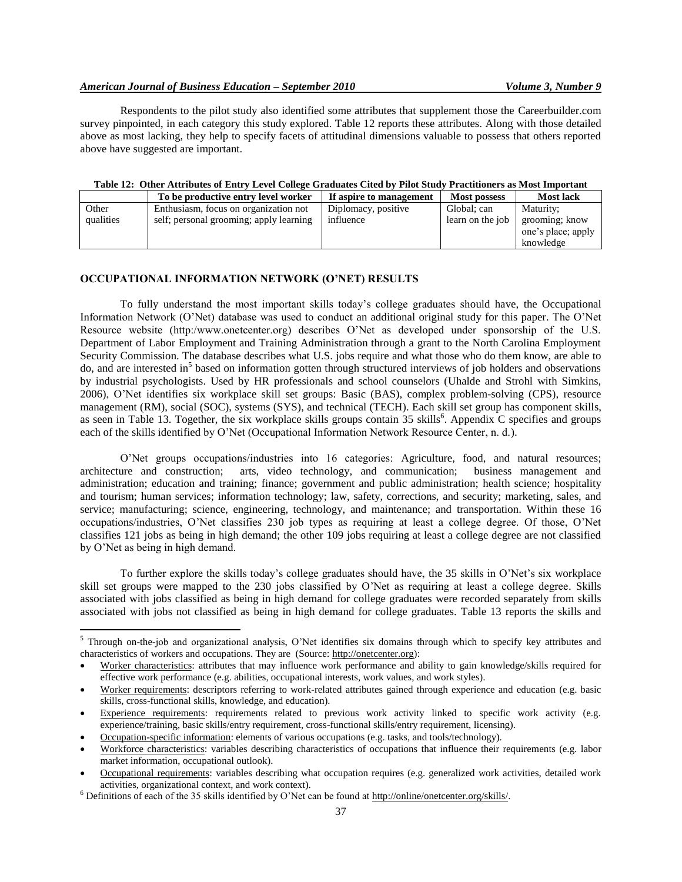Respondents to the pilot study also identified some attributes that supplement those the Careerbuilder.com survey pinpointed, in each category this study explored. Table 12 reports these attributes. Along with those detailed above as most lacking, they help to specify facets of attitudinal dimensions valuable to possess that others reported above have suggested are important.

**Table 12: Other Attributes of Entry Level College Graduates Cited by Pilot Study Practitioners as Most Important**

| | To be productive entry level worker | If aspire to management | Most possess | Most lack |
|---|---|---|---|---|
| Other qualities | Enthusiasm, focus on organization not self; personal grooming; apply learning | Diplomacy, positive influence | Global; can learn on the job | Maturity; grooming; know one's place; apply knowledge |

## OCCUPATIONAL INFORMATION NETWORK (O'NET) RESULTS

To fully understand the most important skills today's college graduates should have, the Occupational Information Network (O'Net) database was used to conduct an additional original study for this paper. The O'Net Resource website (http:/www.onetcenter.org) describes O'Net as developed under sponsorship of the U.S. Department of Labor Employment and Training Administration through a grant to the North Carolina Employment Security Commission. The database describes what U.S. jobs require and what those who do them know, are able to do, and are interested in[5] based on information gotten through structured interviews of job holders and observations by industrial psychologists. Used by HR professionals and school counselors (Uhalde and Strohl with Simkins, 2006), O'Net identifies six workplace skill set groups: Basic (BAS), complex problem-solving (CPS), resource management (RM), social (SOC), systems (SYS), and technical (TECH). Each skill set group has component skills, as seen in Table 13. Together, the six workplace skills groups contain 35 skills[6]. Appendix C specifies and groups each of the skills identified by O'Net (Occupational Information Network Resource Center, n. d.).

O'Net groups occupations/industries into 16 categories: Agriculture, food, and natural resources; architecture and construction; arts, video technology, and communication; business management and administration; education and training; finance; government and public administration; health science; hospitality and tourism; human services; information technology; law, safety, corrections, and security; marketing, sales, and service; manufacturing; science, engineering, technology, and maintenance; and transportation. Within these 16 occupations/industries, O'Net classifies 230 job types as requiring at least a college degree. Of those, O'Net classifies 121 jobs as being in high demand; the other 109 jobs requiring at least a college degree are not classified by O'Net as being in high demand.

To further explore the skills today's college graduates should have, the 35 skills in O'Net's six workplace skill set groups were mapped to the 230 jobs classified by O'Net as requiring at least a college degree. Skills associated with jobs classified as being in high demand for college graduates were recorded separately from skills associated with jobs not classified as being in high demand for college graduates. Table 13 reports the skills and

---

[5] Through on-the-job and organizational analysis, O'Net identifies six domains through which to specify key attributes and characteristics of workers and occupations. They are (Source: http://onetcenter.org):

- Worker characteristics: attributes that may influence work performance and ability to gain knowledge/skills required for effective work performance (e.g. abilities, occupational interests, work values, and work styles).
- Worker requirements: descriptors referring to work-related attributes gained through experience and education (e.g. basic skills, cross-functional skills, knowledge, and education).
- Experience requirements: requirements related to previous work activity linked to specific work activity (e.g. experience/training, basic skills/entry requirement, cross-functional skills/entry requirement, licensing).
- Occupation-specific information: elements of various occupations (e.g. tasks, and tools/technology).
- Workforce characteristics: variables describing characteristics of occupations that influence their requirements (e.g. labor market information, occupational outlook).
- Occupational requirements: variables describing what occupation requires (e.g. generalized work activities, detailed work activities, organizational context, and work context).

[6] Definitions of each of the 35 skills identified by O'Net can be found at http://online/onetcenter.org/skills/.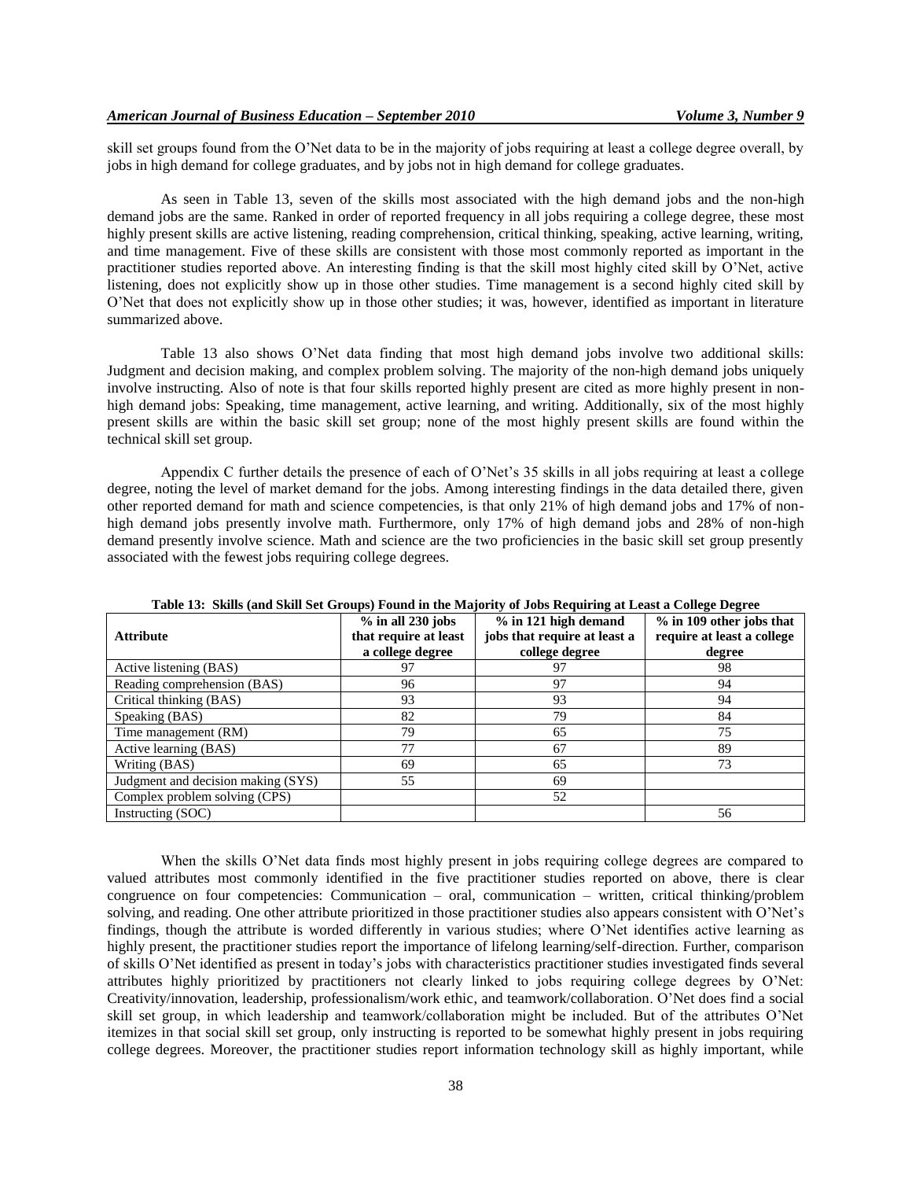skill set groups found from the O'Net data to be in the majority of jobs requiring at least a college degree overall, by jobs in high demand for college graduates, and by jobs not in high demand for college graduates.

As seen in Table 13, seven of the skills most associated with the high demand jobs and the non-high demand jobs are the same. Ranked in order of reported frequency in all jobs requiring a college degree, these most highly present skills are active listening, reading comprehension, critical thinking, speaking, active learning, writing, and time management. Five of these skills are consistent with those most commonly reported as important in the practitioner studies reported above. An interesting finding is that the skill most highly cited skill by O'Net, active listening, does not explicitly show up in those other studies. Time management is a second highly cited skill by O'Net that does not explicitly show up in those other studies; it was, however, identified as important in literature summarized above.

Table 13 also shows O'Net data finding that most high demand jobs involve two additional skills: Judgment and decision making, and complex problem solving. The majority of the non-high demand jobs uniquely involve instructing. Also of note is that four skills reported highly present are cited as more highly present in non-high demand jobs: Speaking, time management, active learning, and writing. Additionally, six of the most highly present skills are within the basic skill set group; none of the most highly present skills are found within the technical skill set group.

Appendix C further details the presence of each of O'Net's 35 skills in all jobs requiring at least a college degree, noting the level of market demand for the jobs. Among interesting findings in the data detailed there, given other reported demand for math and science competencies, is that only 21% of high demand jobs and 17% of non-high demand jobs presently involve math. Furthermore, only 17% of high demand jobs and 28% of non-high demand presently involve science. Math and science are the two proficiencies in the basic skill set group presently associated with the fewest jobs requiring college degrees.

**Table 13: Skills (and Skill Set Groups) Found in the Majority of Jobs Requiring at Least a College Degree**

| Attribute | % in all 230 jobs that require at least a college degree | % in 121 high demand jobs that require at least a college degree | % in 109 other jobs that require at least a college degree |
|---|---|---|---|
| Active listening (BAS) | 97 | 97 | 98 |
| Reading comprehension (BAS) | 96 | 97 | 94 |
| Critical thinking (BAS) | 93 | 93 | 94 |
| Speaking (BAS) | 82 | 79 | 84 |
| Time management (RM) | 79 | 65 | 75 |
| Active learning (BAS) | 77 | 67 | 89 |
| Writing (BAS) | 69 | 65 | 73 |
| Judgment and decision making (SYS) | 55 | 69 | |
| Complex problem solving (CPS) | | 52 | |
| Instructing (SOC) | | | 56 |

When the skills O'Net data finds most highly present in jobs requiring college degrees are compared to valued attributes most commonly identified in the five practitioner studies reported on above, there is clear congruence on four competencies: Communication – oral, communication – written, critical thinking/problem solving, and reading. One other attribute prioritized in those practitioner studies also appears consistent with O'Net's findings, though the attribute is worded differently in various studies; where O'Net identifies active learning as highly present, the practitioner studies report the importance of lifelong learning/self-direction. Further, comparison of skills O'Net identified as present in today's jobs with characteristics practitioner studies investigated finds several attributes highly prioritized by practitioners not clearly linked to jobs requiring college degrees by O'Net: Creativity/innovation, leadership, professionalism/work ethic, and teamwork/collaboration. O'Net does find a social skill set group, in which leadership and teamwork/collaboration might be included. But of the attributes O'Net itemizes in that social skill set group, only instructing is reported to be somewhat highly present in jobs requiring college degrees. Moreover, the practitioner studies report information technology skill as highly important, while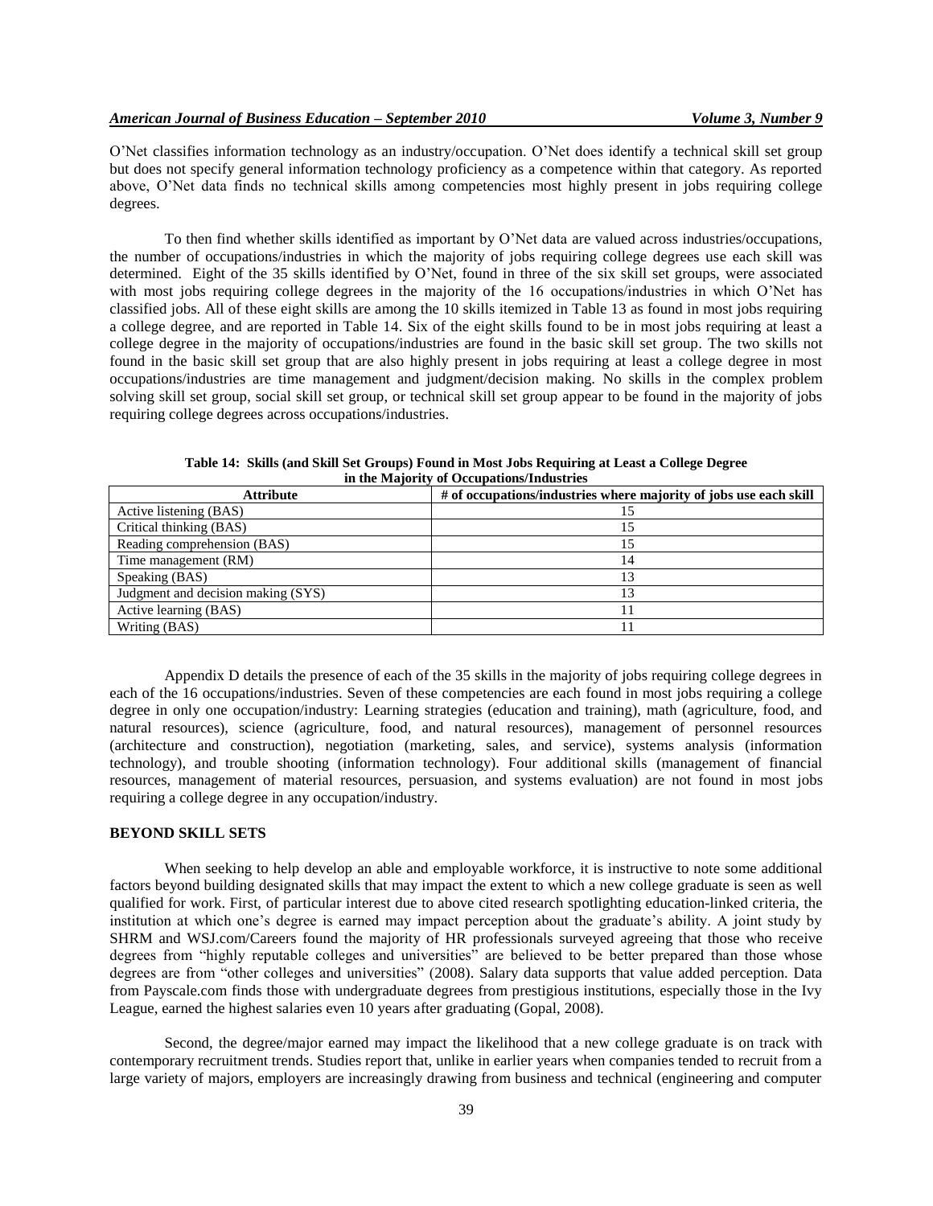O'Net classifies information technology as an industry/occupation. O'Net does identify a technical skill set group but does not specify general information technology proficiency as a competence within that category. As reported above, O'Net data finds no technical skills among competencies most highly present in jobs requiring college degrees.

To then find whether skills identified as important by O'Net data are valued across industries/occupations, the number of occupations/industries in which the majority of jobs requiring college degrees use each skill was determined. Eight of the 35 skills identified by O'Net, found in three of the six skill set groups, were associated with most jobs requiring college degrees in the majority of the 16 occupations/industries in which O'Net has classified jobs. All of these eight skills are among the 10 skills itemized in Table 13 as found in most jobs requiring a college degree, and are reported in Table 14. Six of the eight skills found to be in most jobs requiring at least a college degree in the majority of occupations/industries are found in the basic skill set group. The two skills not found in the basic skill set group that are also highly present in jobs requiring at least a college degree in most occupations/industries are time management and judgment/decision making. No skills in the complex problem solving skill set group, social skill set group, or technical skill set group appear to be found in the majority of jobs requiring college degrees across occupations/industries.

**Table 14: Skills (and Skill Set Groups) Found in Most Jobs Requiring at Least a College Degree in the Majority of Occupations/Industries**

| Attribute | # of occupations/industries where majority of jobs use each skill |
|---|---|
| Active listening (BAS) | 15 |
| Critical thinking (BAS) | 15 |
| Reading comprehension (BAS) | 15 |
| Time management (RM) | 14 |
| Speaking (BAS) | 13 |
| Judgment and decision making (SYS) | 13 |
| Active learning (BAS) | 11 |
| Writing (BAS) | 11 |

Appendix D details the presence of each of the 35 skills in the majority of jobs requiring college degrees in each of the 16 occupations/industries. Seven of these competencies are each found in most jobs requiring a college degree in only one occupation/industry: Learning strategies (education and training), math (agriculture, food, and natural resources), science (agriculture, food, and natural resources), management of personnel resources (architecture and construction), negotiation (marketing, sales, and service), systems analysis (information technology), and trouble shooting (information technology). Four additional skills (management of financial resources, management of material resources, persuasion, and systems evaluation) are not found in most jobs requiring a college degree in any occupation/industry.

## BEYOND SKILL SETS

When seeking to help develop an able and employable workforce, it is instructive to note some additional factors beyond building designated skills that may impact the extent to which a new college graduate is seen as well qualified for work. First, of particular interest due to above cited research spotlighting education-linked criteria, the institution at which one's degree is earned may impact perception about the graduate's ability. A joint study by SHRM and WSJ.com/Careers found the majority of HR professionals surveyed agreeing that those who receive degrees from "highly reputable colleges and universities" are believed to be better prepared than those whose degrees are from "other colleges and universities" (2008). Salary data supports that value added perception. Data from Payscale.com finds those with undergraduate degrees from prestigious institutions, especially those in the Ivy League, earned the highest salaries even 10 years after graduating (Gopal, 2008).

Second, the degree/major earned may impact the likelihood that a new college graduate is on track with contemporary recruitment trends. Studies report that, unlike in earlier years when companies tended to recruit from a large variety of majors, employers are increasingly drawing from business and technical (engineering and computer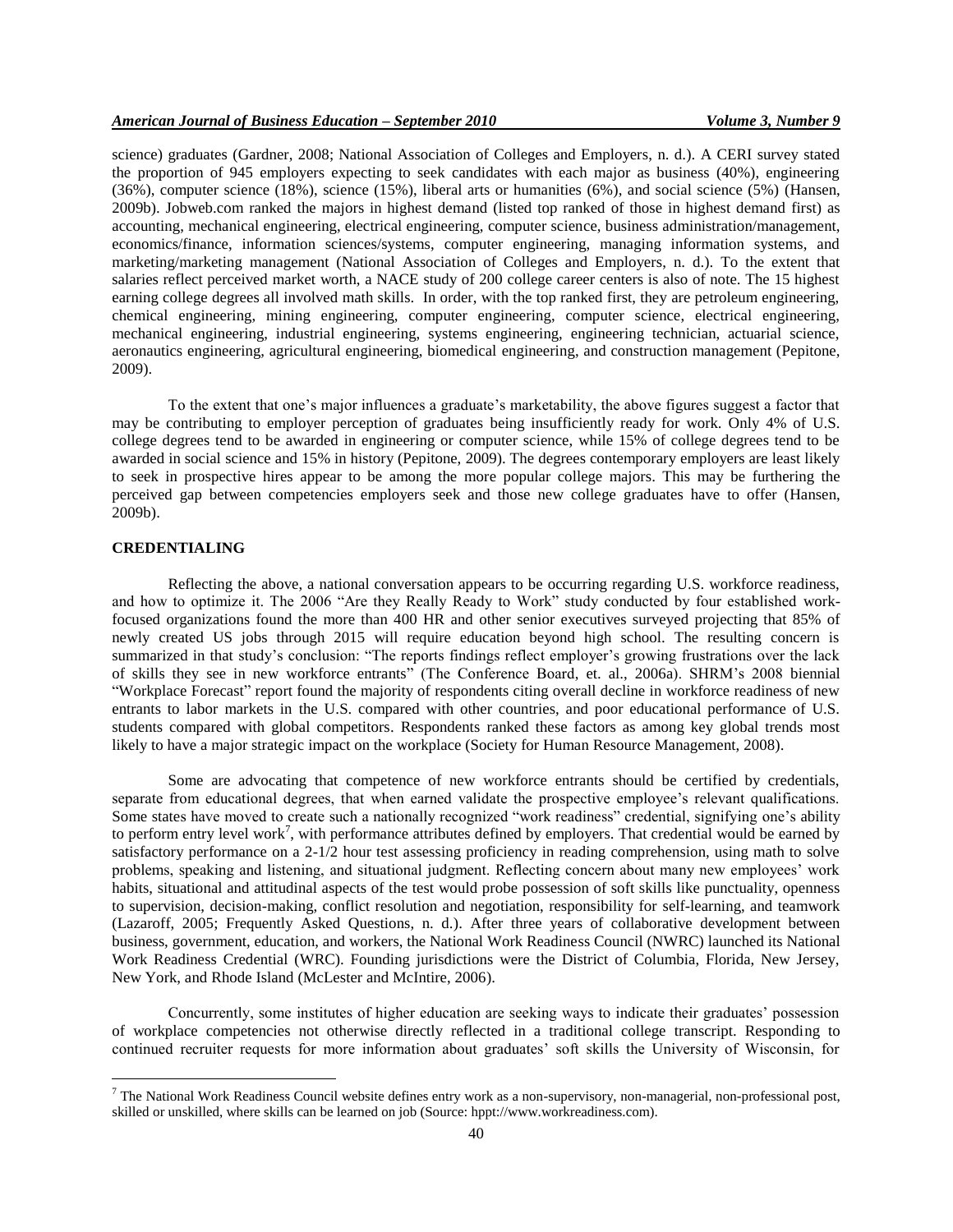science) graduates (Gardner, 2008; National Association of Colleges and Employers, n. d.). A CERI survey stated the proportion of 945 employers expecting to seek candidates with each major as business (40%), engineering (36%), computer science (18%), science (15%), liberal arts or humanities (6%), and social science (5%) (Hansen, 2009b). Jobweb.com ranked the majors in highest demand (listed top ranked of those in highest demand first) as accounting, mechanical engineering, electrical engineering, computer science, business administration/management, economics/finance, information sciences/systems, computer engineering, managing information systems, and marketing/marketing management (National Association of Colleges and Employers, n. d.). To the extent that salaries reflect perceived market worth, a NACE study of 200 college career centers is also of note. The 15 highest earning college degrees all involved math skills. In order, with the top ranked first, they are petroleum engineering, chemical engineering, mining engineering, computer engineering, computer science, electrical engineering, mechanical engineering, industrial engineering, systems engineering, engineering technician, actuarial science, aeronautics engineering, agricultural engineering, biomedical engineering, and construction management (Pepitone, 2009).

To the extent that one's major influences a graduate's marketability, the above figures suggest a factor that may be contributing to employer perception of graduates being insufficiently ready for work. Only 4% of U.S. college degrees tend to be awarded in engineering or computer science, while 15% of college degrees tend to be awarded in social science and 15% in history (Pepitone, 2009). The degrees contemporary employers are least likely to seek in prospective hires appear to be among the more popular college majors. This may be furthering the perceived gap between competencies employers seek and those new college graduates have to offer (Hansen, 2009b).

## CREDENTIALING

Reflecting the above, a national conversation appears to be occurring regarding U.S. workforce readiness, and how to optimize it. The 2006 "Are they Really Ready to Work" study conducted by four established work-focused organizations found the more than 400 HR and other senior executives surveyed projecting that 85% of newly created US jobs through 2015 will require education beyond high school. The resulting concern is summarized in that study's conclusion: "The reports findings reflect employer's growing frustrations over the lack of skills they see in new workforce entrants" (The Conference Board, et. al., 2006a). SHRM's 2008 biennial "Workplace Forecast" report found the majority of respondents citing overall decline in workforce readiness of new entrants to labor markets in the U.S. compared with other countries, and poor educational performance of U.S. students compared with global competitors. Respondents ranked these factors as among key global trends most likely to have a major strategic impact on the workplace (Society for Human Resource Management, 2008).

Some are advocating that competence of new workforce entrants should be certified by credentials, separate from educational degrees, that when earned validate the prospective employee's relevant qualifications. Some states have moved to create such a nationally recognized "work readiness" credential, signifying one's ability to perform entry level work[7], with performance attributes defined by employers. That credential would be earned by satisfactory performance on a 2-1/2 hour test assessing proficiency in reading comprehension, using math to solve problems, speaking and listening, and situational judgment. Reflecting concern about many new employees' work habits, situational and attitudinal aspects of the test would probe possession of soft skills like punctuality, openness to supervision, decision-making, conflict resolution and negotiation, responsibility for self-learning, and teamwork (Lazaroff, 2005; Frequently Asked Questions, n. d.). After three years of collaborative development between business, government, education, and workers, the National Work Readiness Council (NWRC) launched its National Work Readiness Credential (WRC). Founding jurisdictions were the District of Columbia, Florida, New Jersey, New York, and Rhode Island (McLester and McIntire, 2006).

Concurrently, some institutes of higher education are seeking ways to indicate their graduates' possession of workplace competencies not otherwise directly reflected in a traditional college transcript. Responding to continued recruiter requests for more information about graduates' soft skills the University of Wisconsin, for

---

[7] The National Work Readiness Council website defines entry work as a non-supervisory, non-managerial, non-professional post, skilled or unskilled, where skills can be learned on job (Source: hppt://www.workreadiness.com).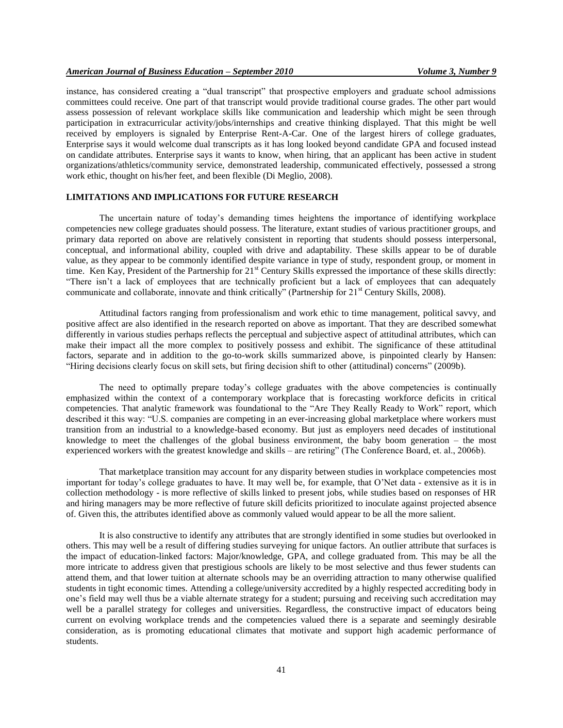instance, has considered creating a "dual transcript" that prospective employers and graduate school admissions committees could receive. One part of that transcript would provide traditional course grades. The other part would assess possession of relevant workplace skills like communication and leadership which might be seen through participation in extracurricular activity/jobs/internships and creative thinking displayed. That this might be well received by employers is signaled by Enterprise Rent-A-Car. One of the largest hirers of college graduates, Enterprise says it would welcome dual transcripts as it has long looked beyond candidate GPA and focused instead on candidate attributes. Enterprise says it wants to know, when hiring, that an applicant has been active in student organizations/athletics/community service, demonstrated leadership, communicated effectively, possessed a strong work ethic, thought on his/her feet, and been flexible (Di Meglio, 2008).

## LIMITATIONS AND IMPLICATIONS FOR FUTURE RESEARCH

The uncertain nature of today's demanding times heightens the importance of identifying workplace competencies new college graduates should possess. The literature, extant studies of various practitioner groups, and primary data reported on above are relatively consistent in reporting that students should possess interpersonal, conceptual, and informational ability, coupled with drive and adaptability. These skills appear to be of durable value, as they appear to be commonly identified despite variance in type of study, respondent group, or moment in time. Ken Kay, President of the Partnership for 21st Century Skills expressed the importance of these skills directly: "There isn't a lack of employees that are technically proficient but a lack of employees that can adequately communicate and collaborate, innovate and think critically" (Partnership for 21st Century Skills, 2008).

Attitudinal factors ranging from professionalism and work ethic to time management, political savvy, and positive affect are also identified in the research reported on above as important. That they are described somewhat differently in various studies perhaps reflects the perceptual and subjective aspect of attitudinal attributes, which can make their impact all the more complex to positively possess and exhibit. The significance of these attitudinal factors, separate and in addition to the go-to-work skills summarized above, is pinpointed clearly by Hansen: "Hiring decisions clearly focus on skill sets, but firing decision shift to other (attitudinal) concerns" (2009b).

The need to optimally prepare today's college graduates with the above competencies is continually emphasized within the context of a contemporary workplace that is forecasting workforce deficits in critical competencies. That analytic framework was foundational to the "Are They Really Ready to Work" report, which described it this way: "U.S. companies are competing in an ever-increasing global marketplace where workers must transition from an industrial to a knowledge-based economy. But just as employers need decades of institutional knowledge to meet the challenges of the global business environment, the baby boom generation – the most experienced workers with the greatest knowledge and skills – are retiring" (The Conference Board, et. al., 2006b).

That marketplace transition may account for any disparity between studies in workplace competencies most important for today's college graduates to have. It may well be, for example, that O'Net data - extensive as it is in collection methodology - is more reflective of skills linked to present jobs, while studies based on responses of HR and hiring managers may be more reflective of future skill deficits prioritized to inoculate against projected absence of. Given this, the attributes identified above as commonly valued would appear to be all the more salient.

It is also constructive to identify any attributes that are strongly identified in some studies but overlooked in others. This may well be a result of differing studies surveying for unique factors. An outlier attribute that surfaces is the impact of education-linked factors: Major/knowledge, GPA, and college graduated from. This may be all the more intricate to address given that prestigious schools are likely to be most selective and thus fewer students can attend them, and that lower tuition at alternate schools may be an overriding attraction to many otherwise qualified students in tight economic times. Attending a college/university accredited by a highly respected accrediting body in one's field may well thus be a viable alternate strategy for a student; pursuing and receiving such accreditation may well be a parallel strategy for colleges and universities. Regardless, the constructive impact of educators being current on evolving workplace trends and the competencies valued there is a separate and seemingly desirable consideration, as is promoting educational climates that motivate and support high academic performance of students.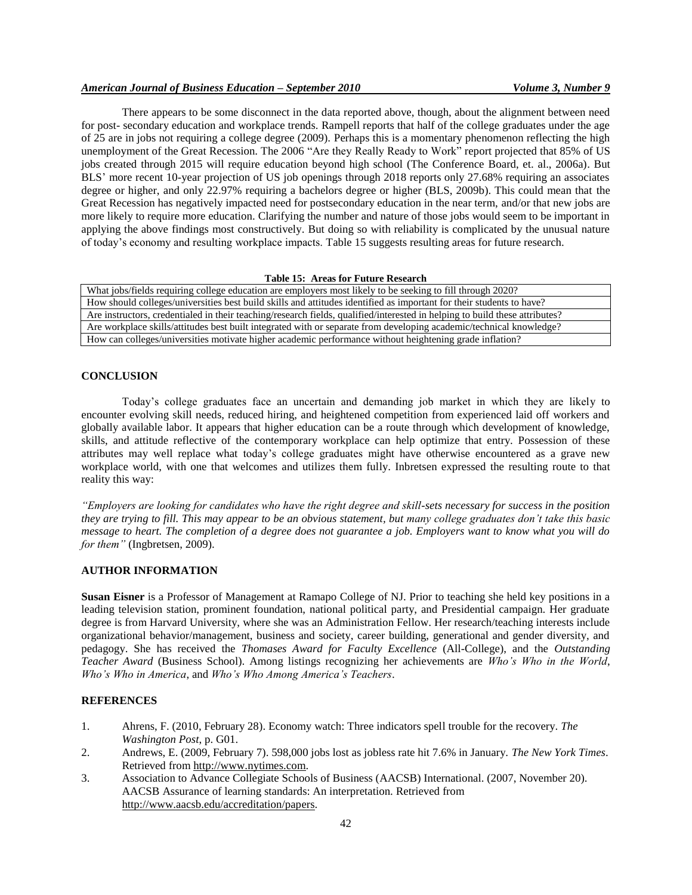There appears to be some disconnect in the data reported above, though, about the alignment between need for post- secondary education and workplace trends. Rampell reports that half of the college graduates under the age of 25 are in jobs not requiring a college degree (2009). Perhaps this is a momentary phenomenon reflecting the high unemployment of the Great Recession. The 2006 "Are they Really Ready to Work" report projected that 85% of US jobs created through 2015 will require education beyond high school (The Conference Board, et. al., 2006a). But BLS' more recent 10-year projection of US job openings through 2018 reports only 27.68% requiring an associates degree or higher, and only 22.97% requiring a bachelors degree or higher (BLS, 2009b). This could mean that the Great Recession has negatively impacted need for postsecondary education in the near term, and/or that new jobs are more likely to require more education. Clarifying the number and nature of those jobs would seem to be important in applying the above findings most constructively. But doing so with reliability is complicated by the unusual nature of today's economy and resulting workplace impacts. Table 15 suggests resulting areas for future research.

**Table 15: Areas for Future Research**

| Areas for Future Research |
|---|
| What jobs/fields requiring college education are employers most likely to be seeking to fill through 2020? |
| How should colleges/universities best build skills and attitudes identified as important for their students to have? |
| Are instructors, credentialed in their teaching/research fields, qualified/interested in helping to build these attributes? |
| Are workplace skills/attitudes best built integrated with or separate from developing academic/technical knowledge? |
| How can colleges/universities motivate higher academic performance without heightening grade inflation? |

## CONCLUSION

Today's college graduates face an uncertain and demanding job market in which they are likely to encounter evolving skill needs, reduced hiring, and heightened competition from experienced laid off workers and globally available labor. It appears that higher education can be a route through which development of knowledge, skills, and attitude reflective of the contemporary workplace can help optimize that entry. Possession of these attributes may well replace what today's college graduates might have otherwise encountered as a grave new workplace world, with one that welcomes and utilizes them fully. Inbretsen expressed the resulting route to that reality this way:

*"Employers are looking for candidates who have the right degree and skill-sets necessary for success in the position they are trying to fill. This may appear to be an obvious statement, but many college graduates don't take this basic message to heart. The completion of a degree does not guarantee a job. Employers want to know what you will do for them"* (Ingbretsen, 2009).

## AUTHOR INFORMATION

**Susan Eisner** is a Professor of Management at Ramapo College of NJ. Prior to teaching she held key positions in a leading television station, prominent foundation, national political party, and Presidential campaign. Her graduate degree is from Harvard University, where she was an Administration Fellow. Her research/teaching interests include organizational behavior/management, business and society, career building, generational and gender diversity, and pedagogy. She has received the *Thomases Award for Faculty Excellence* (All-College), and the *Outstanding Teacher Award* (Business School). Among listings recognizing her achievements are *Who's Who in the World*, *Who's Who in America*, and *Who's Who Among America's Teachers*.

## REFERENCES

1. Ahrens, F. (2010, February 28). Economy watch: Three indicators spell trouble for the recovery. *The Washington Post*, p. G01.
2. Andrews, E. (2009, February 7). 598,000 jobs lost as jobless rate hit 7.6% in January. *The New York Times*. Retrieved from http://www.nytimes.com.
3. Association to Advance Collegiate Schools of Business (AACSB) International. (2007, November 20). AACSB Assurance of learning standards: An interpretation. Retrieved from http://www.aacsb.edu/accreditation/papers.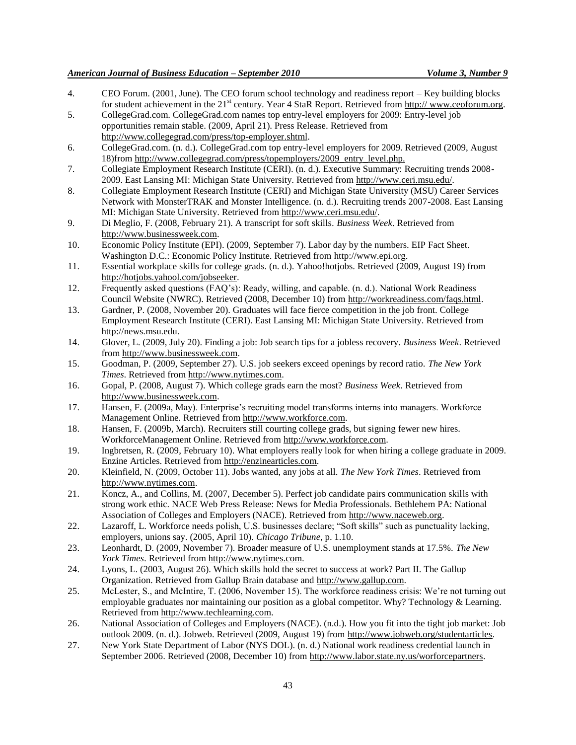4. CEO Forum. (2001, June). The CEO forum school technology and readiness report – Key building blocks for student achievement in the 21st century. Year 4 StaR Report. Retrieved from http:// www.ceoforum.org.
5. CollegeGrad.com. CollegeGrad.com names top entry-level employers for 2009: Entry-level job opportunities remain stable. (2009, April 21). Press Release. Retrieved from http://www.collegegrad.com/press/top-employer.shtml.
6. CollegeGrad.com. (n. d.). CollegeGrad.com top entry-level employers for 2009. Retrieved (2009, August 18)from http://www.collegegrad.com/press/topemployers/2009_entry_level.php.
7. Collegiate Employment Research Institute (CERI). (n. d.). Executive Summary: Recruiting trends 2008-2009. East Lansing MI: Michigan State University. Retrieved from http://www.ceri.msu.edu/.
8. Collegiate Employment Research Institute (CERI) and Michigan State University (MSU) Career Services Network with MonsterTRAK and Monster Intelligence. (n. d.). Recruiting trends 2007-2008. East Lansing MI: Michigan State University. Retrieved from http://www.ceri.msu.edu/.
9. Di Meglio, F. (2008, February 21). A transcript for soft skills. *Business Week*. Retrieved from http://www.businessweek.com.
10. Economic Policy Institute (EPI). (2009, September 7). Labor day by the numbers. EIP Fact Sheet. Washington D.C.: Economic Policy Institute. Retrieved from http://www.epi.org.
11. Essential workplace skills for college grads. (n. d.). Yahoo!hotjobs. Retrieved (2009, August 19) from http://hotjobs.yahool.com/jobseeker.
12. Frequently asked questions (FAQ's): Ready, willing, and capable. (n. d.). National Work Readiness Council Website (NWRC). Retrieved (2008, December 10) from http://workreadiness.com/faqs.html.
13. Gardner, P. (2008, November 20). Graduates will face fierce competition in the job front. College Employment Research Institute (CERI). East Lansing MI: Michigan State University. Retrieved from http://news.msu.edu.
14. Glover, L. (2009, July 20). Finding a job: Job search tips for a jobless recovery. *Business Week*. Retrieved from http://www.businessweek.com.
15. Goodman, P. (2009, September 27). U.S. job seekers exceed openings by record ratio. *The New York Times*. Retrieved from http://www.nytimes.com.
16. Gopal, P. (2008, August 7). Which college grads earn the most? *Business Week*. Retrieved from http://www.businessweek.com.
17. Hansen, F. (2009a, May). Enterprise's recruiting model transforms interns into managers. Workforce Management Online. Retrieved from http://www.workforce.com.
18. Hansen, F. (2009b, March). Recruiters still courting college grads, but signing fewer new hires. WorkforceManagement Online. Retrieved from http://www.workforce.com.
19. Ingbretsen, R. (2009, February 10). What employers really look for when hiring a college graduate in 2009. Enzine Articles. Retrieved from http://enzinearticles.com.
20. Kleinfield, N. (2009, October 11). Jobs wanted, any jobs at all. *The New York Times*. Retrieved from http://www.nytimes.com.
21. Koncz, A., and Collins, M. (2007, December 5). Perfect job candidate pairs communication skills with strong work ethic. NACE Web Press Release: News for Media Professionals. Bethlehem PA: National Association of Colleges and Employers (NACE). Retrieved from http://www.naceweb.org.
22. Lazaroff, L. Workforce needs polish, U.S. businesses declare; "Soft skills" such as punctuality lacking, employers, unions say. (2005, April 10). *Chicago Tribune*, p. 1.10.
23. Leonhardt, D. (2009, November 7). Broader measure of U.S. unemployment stands at 17.5%. *The New York Times*. Retrieved from http://www.nytimes.com.
24. Lyons, L. (2003, August 26). Which skills hold the secret to success at work? Part II. The Gallup Organization. Retrieved from Gallup Brain database and http://www.gallup.com.
25. McLester, S., and McIntire, T. (2006, November 15). The workforce readiness crisis: We're not turning out employable graduates nor maintaining our position as a global competitor. Why? Technology & Learning. Retrieved from http://www.techlearning.com.
26. National Association of Colleges and Employers (NACE). (n.d.). How you fit into the tight job market: Job outlook 2009. (n. d.). Jobweb. Retrieved (2009, August 19) from http://www.jobweb.org/studentarticles.
27. New York State Department of Labor (NYS DOL). (n. d.) National work readiness credential launch in September 2006. Retrieved (2008, December 10) from http://www.labor.state.ny.us/worforcepartners.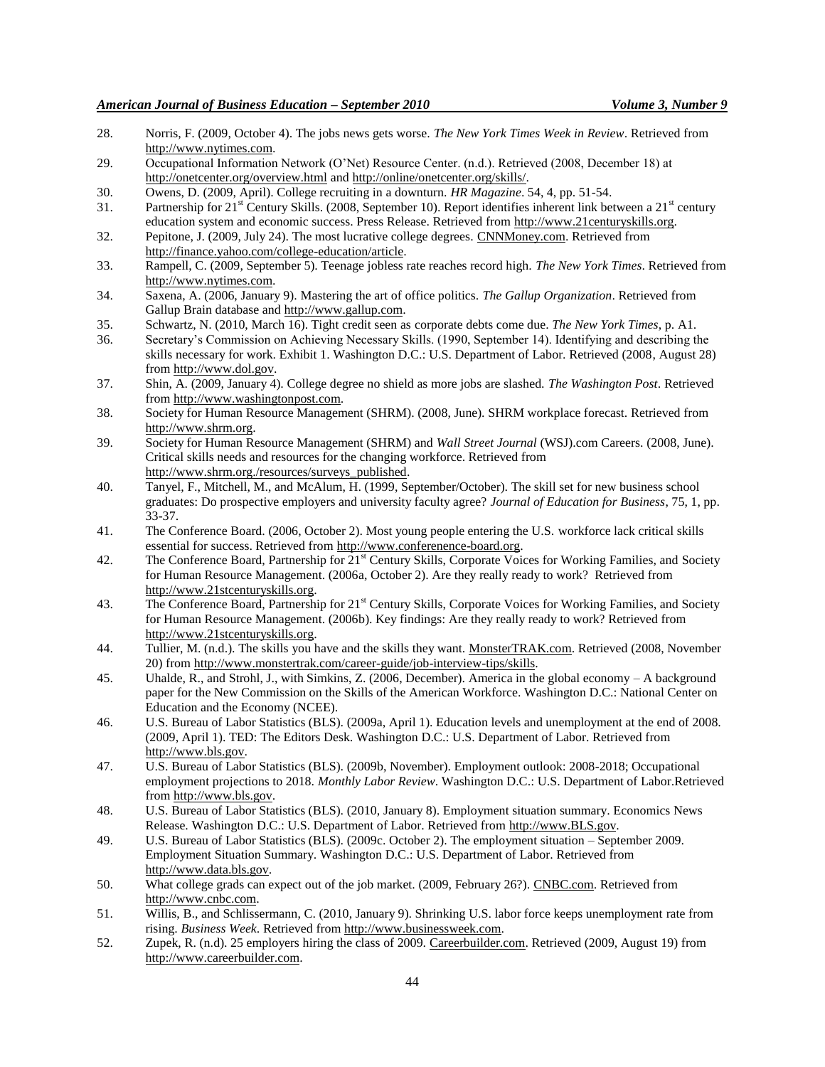28. Norris, F. (2009, October 4). The jobs news gets worse. *The New York Times Week in Review*. Retrieved from http://www.nytimes.com.
29. Occupational Information Network (O'Net) Resource Center. (n.d.). Retrieved (2008, December 18) at http://onetcenter.org/overview.html and http://online/onetcenter.org/skills/.
30. Owens, D. (2009, April). College recruiting in a downturn. *HR Magazine*. 54, 4, pp. 51-54.
31. Partnership for 21st Century Skills. (2008, September 10). Report identifies inherent link between a 21st century education system and economic success. Press Release. Retrieved from http://www.21centuryskills.org.
32. Pepitone, J. (2009, July 24). The most lucrative college degrees. CNNMoney.com. Retrieved from http://finance.yahoo.com/college-education/article.
33. Rampell, C. (2009, September 5). Teenage jobless rate reaches record high. *The New York Times*. Retrieved from http://www.nytimes.com.
34. Saxena, A. (2006, January 9). Mastering the art of office politics. *The Gallup Organization*. Retrieved from Gallup Brain database and http://www.gallup.com.
35. Schwartz, N. (2010, March 16). Tight credit seen as corporate debts come due. *The New York Times*, p. A1.
36. Secretary's Commission on Achieving Necessary Skills. (1990, September 14). Identifying and describing the skills necessary for work. Exhibit 1. Washington D.C.: U.S. Department of Labor. Retrieved (2008, August 28) from http://www.dol.gov.
37. Shin, A. (2009, January 4). College degree no shield as more jobs are slashed. *The Washington Post*. Retrieved from http://www.washingtonpost.com.
38. Society for Human Resource Management (SHRM). (2008, June). SHRM workplace forecast. Retrieved from http://www.shrm.org.
39. Society for Human Resource Management (SHRM) and *Wall Street Journal* (WSJ).com Careers. (2008, June). Critical skills needs and resources for the changing workforce. Retrieved from http://www.shrm.org./resources/surveys_published.
40. Tanyel, F., Mitchell, M., and McAlum, H. (1999, September/October). The skill set for new business school graduates: Do prospective employers and university faculty agree? *Journal of Education for Business*, 75, 1, pp. 33-37.
41. The Conference Board. (2006, October 2). Most young people entering the U.S. workforce lack critical skills essential for success. Retrieved from http://www.conferenence-board.org.
42. The Conference Board, Partnership for 21st Century Skills, Corporate Voices for Working Families, and Society for Human Resource Management. (2006a, October 2). Are they really ready to work? Retrieved from http://www.21stcenturyskills.org.
43. The Conference Board, Partnership for 21st Century Skills, Corporate Voices for Working Families, and Society for Human Resource Management. (2006b). Key findings: Are they really ready to work? Retrieved from http://www.21stcenturyskills.org.
44. Tullier, M. (n.d.). The skills you have and the skills they want. MonsterTRAK.com. Retrieved (2008, November 20) from http://www.monstertrak.com/career-guide/job-interview-tips/skills.
45. Uhalde, R., and Strohl, J., with Simkins, Z. (2006, December). America in the global economy – A background paper for the New Commission on the Skills of the American Workforce. Washington D.C.: National Center on Education and the Economy (NCEE).
46. U.S. Bureau of Labor Statistics (BLS). (2009a, April 1). Education levels and unemployment at the end of 2008. (2009, April 1). TED: The Editors Desk. Washington D.C.: U.S. Department of Labor. Retrieved from http://www.bls.gov.
47. U.S. Bureau of Labor Statistics (BLS). (2009b, November). Employment outlook: 2008-2018; Occupational employment projections to 2018. *Monthly Labor Review*. Washington D.C.: U.S. Department of Labor.Retrieved from http://www.bls.gov.
48. U.S. Bureau of Labor Statistics (BLS). (2010, January 8). Employment situation summary. Economics News Release. Washington D.C.: U.S. Department of Labor. Retrieved from http://www.BLS.gov.
49. U.S. Bureau of Labor Statistics (BLS). (2009c. October 2). The employment situation – September 2009. Employment Situation Summary. Washington D.C.: U.S. Department of Labor. Retrieved from http://www.data.bls.gov.
50. What college grads can expect out of the job market. (2009, February 26?). CNBC.com. Retrieved from http://www.cnbc.com.
51. Willis, B., and Schlissermann, C. (2010, January 9). Shrinking U.S. labor force keeps unemployment rate from rising. *Business Week*. Retrieved from http://www.businessweek.com.
52. Zupek, R. (n.d). 25 employers hiring the class of 2009. Careerbuilder.com. Retrieved (2009, August 19) from http://www.careerbuilder.com.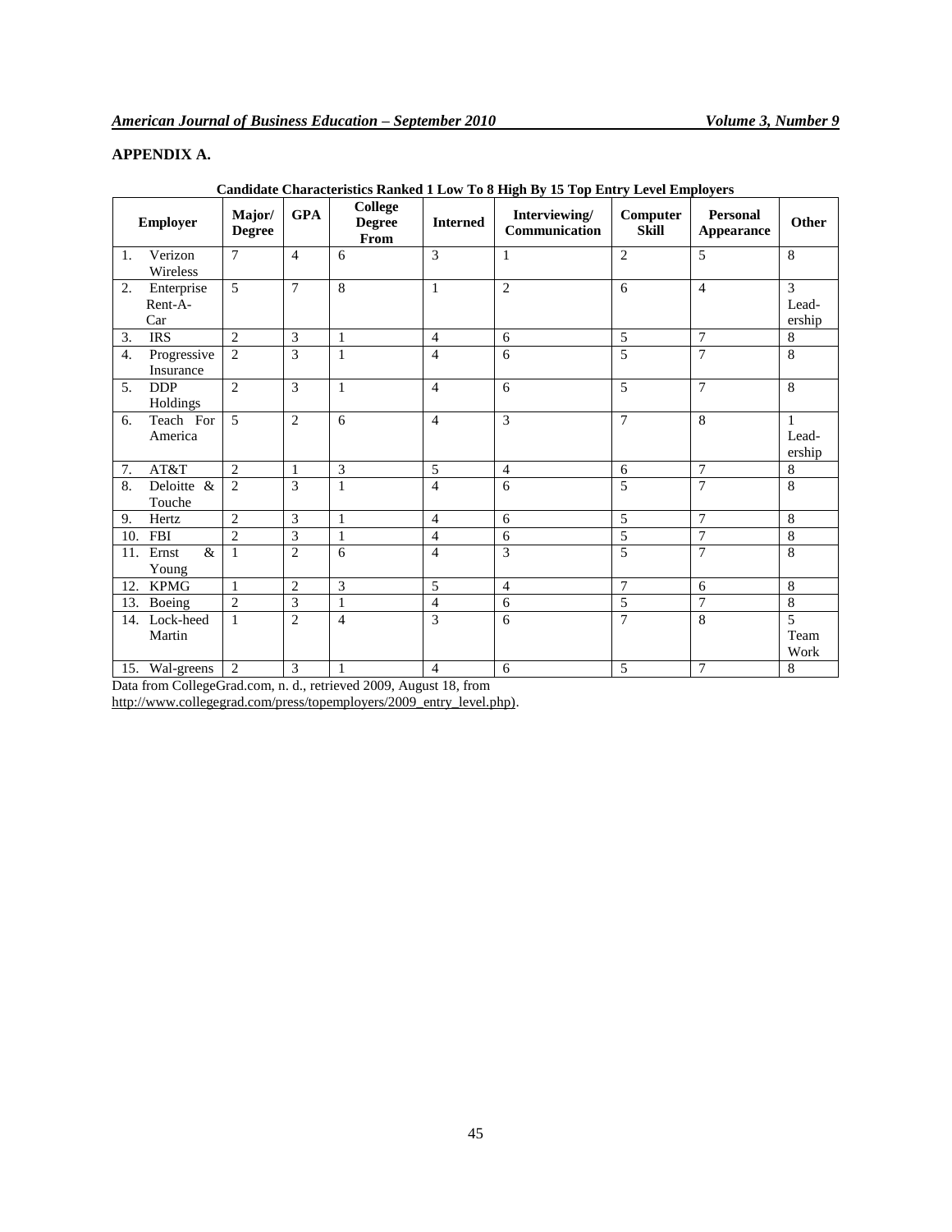## APPENDIX A.

**Candidate Characteristics Ranked 1 Low To 8 High By 15 Top Entry Level Employers**

| Employer | Major/ Degree | GPA | College Degree From | Interned | Interviewing/ Communication | Computer Skill | Personal Appearance | Other |
|---|---|---|---|---|---|---|---|---|
| 1. Verizon Wireless | 7 | 4 | 6 | 3 | 1 | 2 | 5 | 8 |
| 2. Enterprise Rent-A-Car | 5 | 7 | 8 | 1 | 2 | 6 | 4 | 3 Lead-ership |
| 3. IRS | 2 | 3 | 1 | 4 | 6 | 5 | 7 | 8 |
| 4. Progressive Insurance | 2 | 3 | 1 | 4 | 6 | 5 | 7 | 8 |
| 5. DDP Holdings | 2 | 3 | 1 | 4 | 6 | 5 | 7 | 8 |
| 6. Teach For America | 5 | 2 | 6 | 4 | 3 | 7 | 8 | 1 Lead-ership |
| 7. AT&T | 2 | 1 | 3 | 5 | 4 | 6 | 7 | 8 |
| 8. Deloitte & Touche | 2 | 3 | 1 | 4 | 6 | 5 | 7 | 8 |
| 9. Hertz | 2 | 3 | 1 | 4 | 6 | 5 | 7 | 8 |
| 10. FBI | 2 | 3 | 1 | 4 | 6 | 5 | 7 | 8 |
| 11. Ernst & Young | 1 | 2 | 6 | 4 | 3 | 5 | 7 | 8 |
| 12. KPMG | 1 | 2 | 3 | 5 | 4 | 7 | 6 | 8 |
| 13. Boeing | 2 | 3 | 1 | 4 | 6 | 5 | 7 | 8 |
| 14. Lock-heed Martin | 1 | 2 | 4 | 3 | 6 | 7 | 8 | 5 Team Work |
| 15. Wal-greens | 2 | 3 | 1 | 4 | 6 | 5 | 7 | 8 |

Data from CollegeGrad.com, n. d., retrieved 2009, August 18, from http://www.collegegrad.com/press/topemployers/2009_entry_level.php).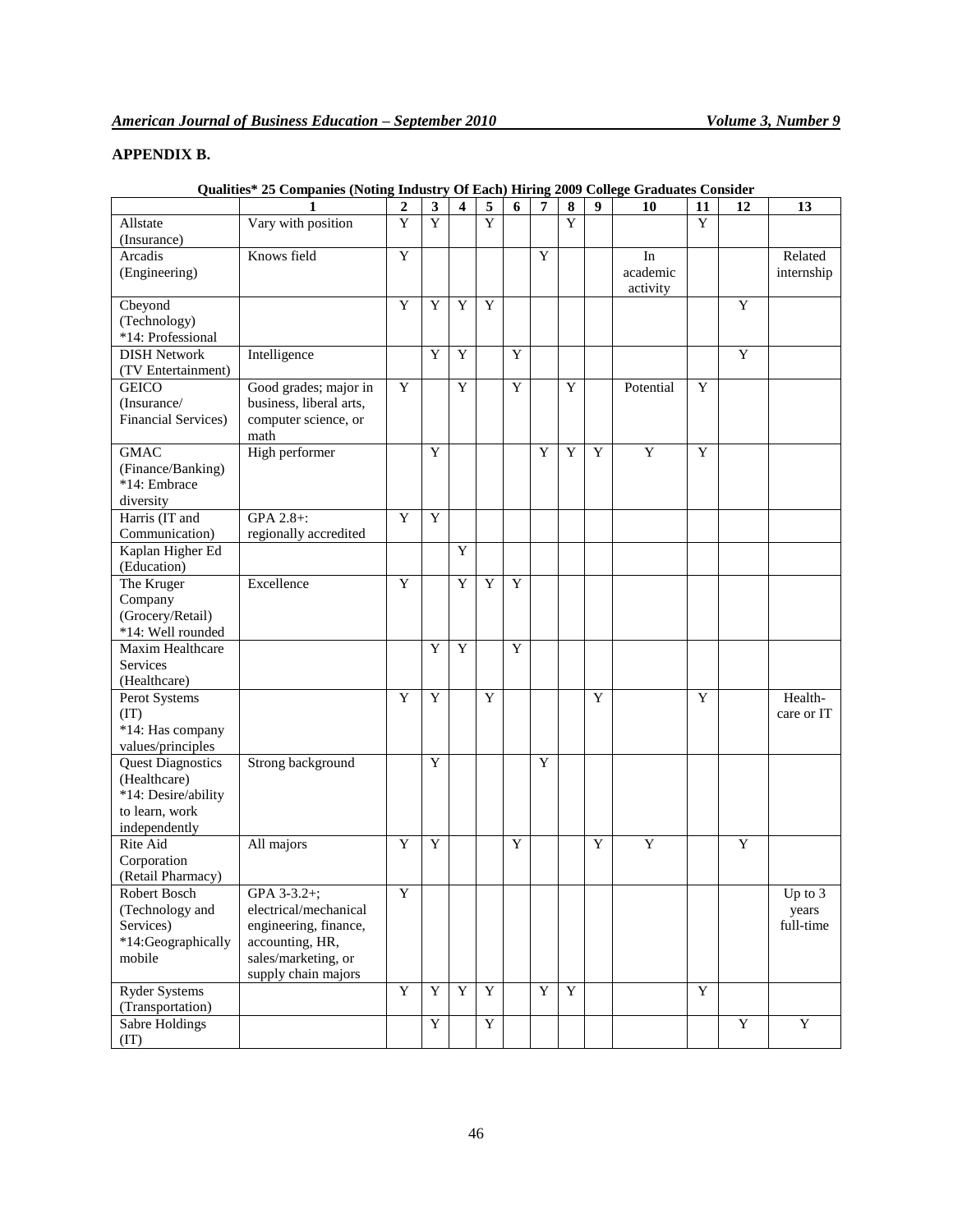## APPENDIX B.

**Qualities* 25 Companies (Noting Industry Of Each) Hiring 2009 College Graduates Consider**

| | 1 | 2 | 3 | 4 | 5 | 6 | 7 | 8 | 9 | 10 | 11 | 12 | 13 |
|---|---|---|---|---|---|---|---|---|---|---|---|---|---|
| Allstate (Insurance) | Vary with position | Y | Y | | Y | | | Y | | | Y | | |
| Arcadis (Engineering) | Knows field | Y | | | | | Y | | | In academic activity | | | Related internship |
| Cbeyond (Technology) *14: Professional | | Y | Y | Y | Y | | | | | | | Y | |
| DISH Network (TV Entertainment) | Intelligence | | Y | Y | | Y | | | | | | Y | |
| GEICO (Insurance/ Financial Services) | Good grades; major in business, liberal arts, computer science, or math | Y | | Y | | Y | | Y | | Potential | Y | | |
| GMAC (Finance/Banking) *14: Embrace diversity | High performer | | Y | | | | Y | Y | Y | Y | Y | | |
| Harris (IT and Communication) | GPA 2.8+: regionally accredited | Y | Y | | | | | | | | | | |
| Kaplan Higher Ed (Education) | | | | Y | | | | | | | | | |
| The Kruger Company (Grocery/Retail) *14: Well rounded | Excellence | Y | | Y | Y | Y | | | | | | | |
| Maxim Healthcare Services (Healthcare) | | | Y | Y | | Y | | | | | | | |
| Perot Systems (IT) *14: Has company values/principles | | Y | Y | | Y | | | | Y | | Y | | Health-care or IT |
| Quest Diagnostics (Healthcare) *14: Desire/ability to learn, work independently | Strong background | | Y | | | | Y | | | | | | |
| Rite Aid Corporation (Retail Pharmacy) | All majors | Y | Y | | | Y | | | Y | Y | | Y | |
| Robert Bosch (Technology and Services) *14:Geographically mobile | GPA 3-3.2+; electrical/mechanical engineering, finance, accounting, HR, sales/marketing, or supply chain majors | Y | | | | | | | | | | | Up to 3 years full-time |
| Ryder Systems (Transportation) | | Y | Y | Y | Y | | Y | Y | | | Y | | |
| Sabre Holdings (IT) | | | Y | | Y | | | | | | | Y | Y |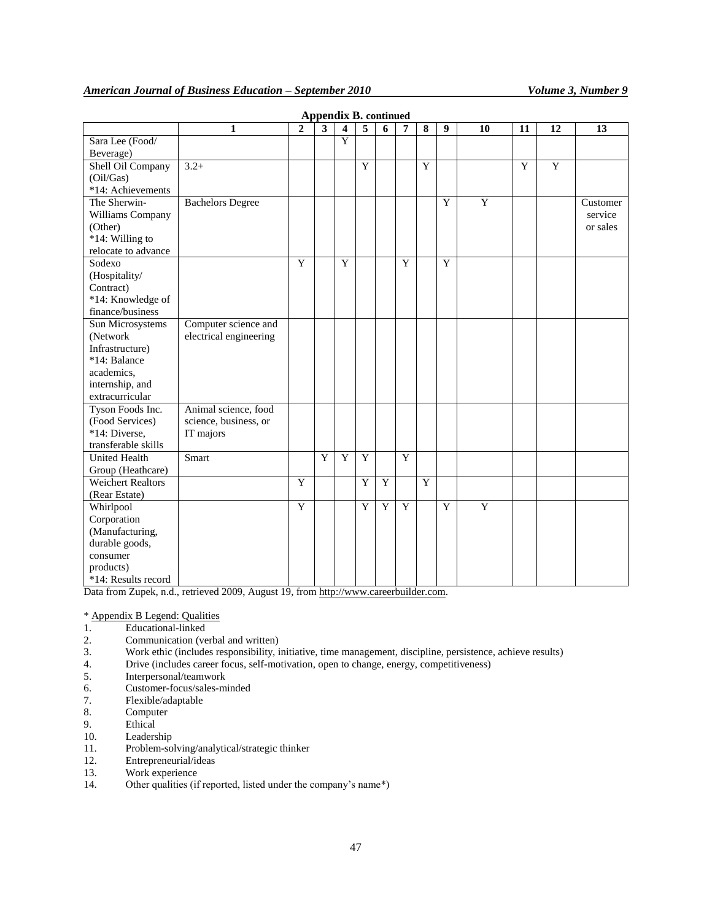**Appendix B. continued**

| | 1 | 2 | 3 | 4 | 5 | 6 | 7 | 8 | 9 | 10 | 11 | 12 | 13 |
|---|---|---|---|---|---|---|---|---|---|---|---|---|---|
| Sara Lee (Food/ Beverage) | | | | Y | | | | | | | | | |
| Shell Oil Company (Oil/Gas) *14: Achievements | 3.2+ | | | | Y | | | Y | | | Y | Y | |
| The Sherwin-Williams Company (Other) *14: Willing to relocate to advance | Bachelors Degree | | | | | | | | Y | Y | | | Customer service or sales |
| Sodexo (Hospitality/ Contract) *14: Knowledge of finance/business | | Y | | Y | | | Y | | Y | | | | |
| Sun Microsystems (Network Infrastructure) *14: Balance academics, internship, and extracurricular | Computer science and electrical engineering | | | | | | | | | | | | |
| Tyson Foods Inc. (Food Services) *14: Diverse, transferable skills | Animal science, food science, business, or IT majors | | | | | | | | | | | | |
| United Health Group (Heathcare) | Smart | | Y | Y | Y | | Y | | | | | | |
| Weichert Realtors (Rear Estate) | | Y | | | Y | Y | | Y | | | | | |
| Whirlpool Corporation (Manufacturing, durable goods, consumer products) *14: Results record | | Y | | | Y | Y | Y | | Y | Y | | | |

Data from Zupek, n.d., retrieved 2009, August 19, from http://www.careerbuilder.com.

* Appendix B Legend: Qualities

1. Educational-linked
2. Communication (verbal and written)
3. Work ethic (includes responsibility, initiative, time management, discipline, persistence, achieve results)
4. Drive (includes career focus, self-motivation, open to change, energy, competitiveness)
5. Interpersonal/teamwork
6. Customer-focus/sales-minded
7. Flexible/adaptable
8. Computer
9. Ethical
10. Leadership
11. Problem-solving/analytical/strategic thinker
12. Entrepreneurial/ideas
13. Work experience
14. Other qualities (if reported, listed under the company's name*)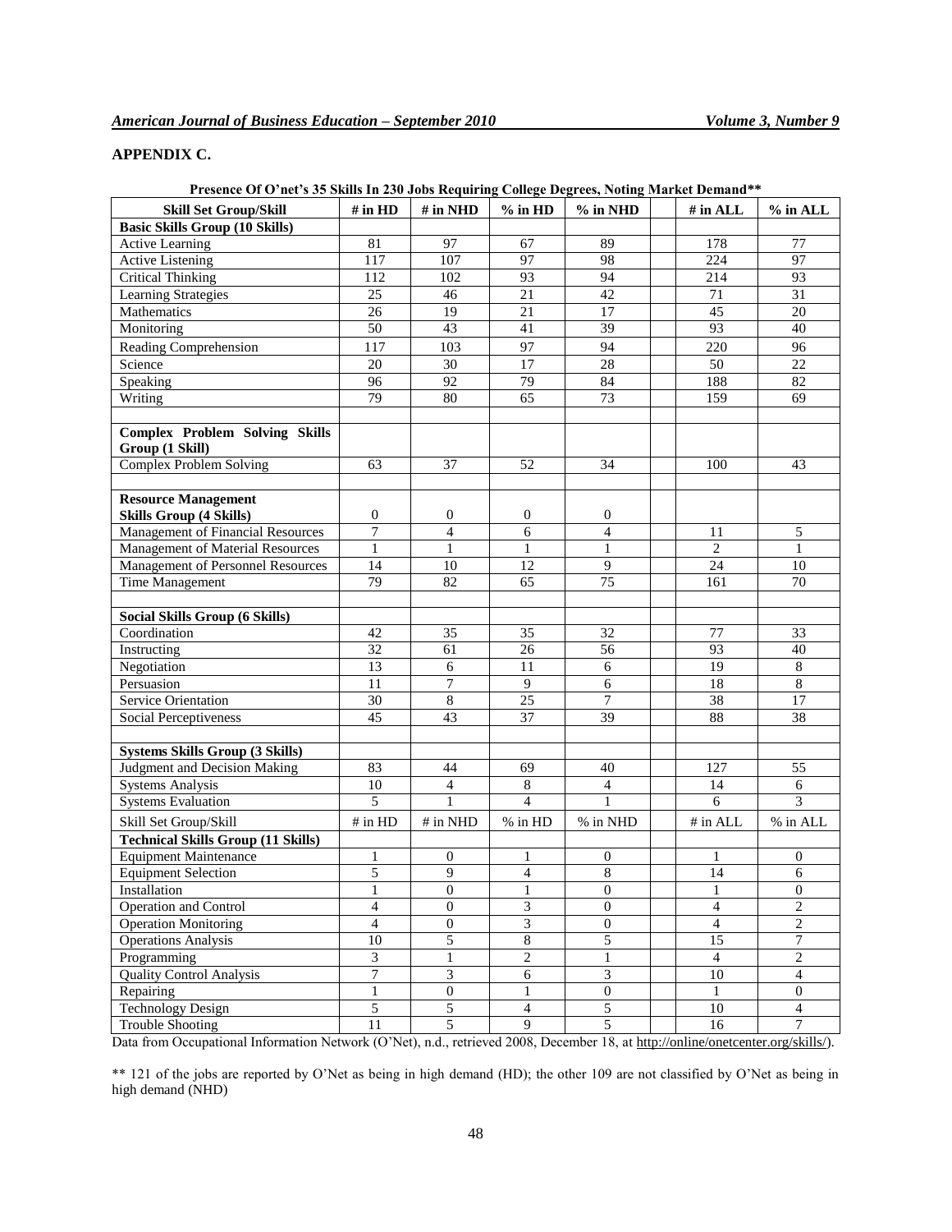## APPENDIX C.

**Presence Of O'net's 35 Skills In 230 Jobs Requiring College Degrees, Noting Market Demand\*\***

| Skill Set Group/Skill | # in HD | # in NHD | % in HD | % in NHD | | # in ALL | % in ALL |
|---|---|---|---|---|---|---|---|
| **Basic Skills Group (10 Skills)** | | | | | | | |
| Active Learning | 81 | 97 | 67 | 89 | | 178 | 77 |
| Active Listening | 117 | 107 | 97 | 98 | | 224 | 97 |
| Critical Thinking | 112 | 102 | 93 | 94 | | 214 | 93 |
| Learning Strategies | 25 | 46 | 21 | 42 | | 71 | 31 |
| Mathematics | 26 | 19 | 21 | 17 | | 45 | 20 |
| Monitoring | 50 | 43 | 41 | 39 | | 93 | 40 |
| Reading Comprehension | 117 | 103 | 97 | 94 | | 220 | 96 |
| Science | 20 | 30 | 17 | 28 | | 50 | 22 |
| Speaking | 96 | 92 | 79 | 84 | | 188 | 82 |
| Writing | 79 | 80 | 65 | 73 | | 159 | 69 |
| | | | | | | | |
| **Complex Problem Solving Skills Group (1 Skill)** | | | | | | | |
| Complex Problem Solving | 63 | 37 | 52 | 34 | | 100 | 43 |
| | | | | | | | |
| **Resource Management Skills Group (4 Skills)** | 0 | 0 | 0 | 0 | | | |
| Management of Financial Resources | 7 | 4 | 6 | 4 | | 11 | 5 |
| Management of Material Resources | 1 | 1 | 1 | 1 | | 2 | 1 |
| Management of Personnel Resources | 14 | 10 | 12 | 9 | | 24 | 10 |
| Time Management | 79 | 82 | 65 | 75 | | 161 | 70 |
| | | | | | | | |
| **Social Skills Group (6 Skills)** | | | | | | | |
| Coordination | 42 | 35 | 35 | 32 | | 77 | 33 |
| Instructing | 32 | 61 | 26 | 56 | | 93 | 40 |
| Negotiation | 13 | 6 | 11 | 6 | | 19 | 8 |
| Persuasion | 11 | 7 | 9 | 6 | | 18 | 8 |
| Service Orientation | 30 | 8 | 25 | 7 | | 38 | 17 |
| Social Perceptiveness | 45 | 43 | 37 | 39 | | 88 | 38 |
| | | | | | | | |
| **Systems Skills Group (3 Skills)** | | | | | | | |
| Judgment and Decision Making | 83 | 44 | 69 | 40 | | 127 | 55 |
| Systems Analysis | 10 | 4 | 8 | 4 | | 14 | 6 |
| Systems Evaluation | 5 | 1 | 4 | 1 | | 6 | 3 |
| Skill Set Group/Skill | # in HD | # in NHD | % in HD | % in NHD | | # in ALL | % in ALL |
| **Technical Skills Group (11 Skills)** | | | | | | | |
| Equipment Maintenance | 1 | 0 | 1 | 0 | | 1 | 0 |
| Equipment Selection | 5 | 9 | 4 | 8 | | 14 | 6 |
| Installation | 1 | 0 | 1 | 0 | | 1 | 0 |
| Operation and Control | 4 | 0 | 3 | 0 | | 4 | 2 |
| Operation Monitoring | 4 | 0 | 3 | 0 | | 4 | 2 |
| Operations Analysis | 10 | 5 | 8 | 5 | | 15 | 7 |
| Programming | 3 | 1 | 2 | 1 | | 4 | 2 |
| Quality Control Analysis | 7 | 3 | 6 | 3 | | 10 | 4 |
| Repairing | 1 | 0 | 1 | 0 | | 1 | 0 |
| Technology Design | 5 | 5 | 4 | 5 | | 10 | 4 |
| Trouble Shooting | 11 | 5 | 9 | 5 | | 16 | 7 |

Data from Occupational Information Network (O'Net), n.d., retrieved 2008, December 18, at http://online/onetcenter.org/skills/).

\*\* 121 of the jobs are reported by O'Net as being in high demand (HD); the other 109 are not classified by O'Net as being in high demand (NHD)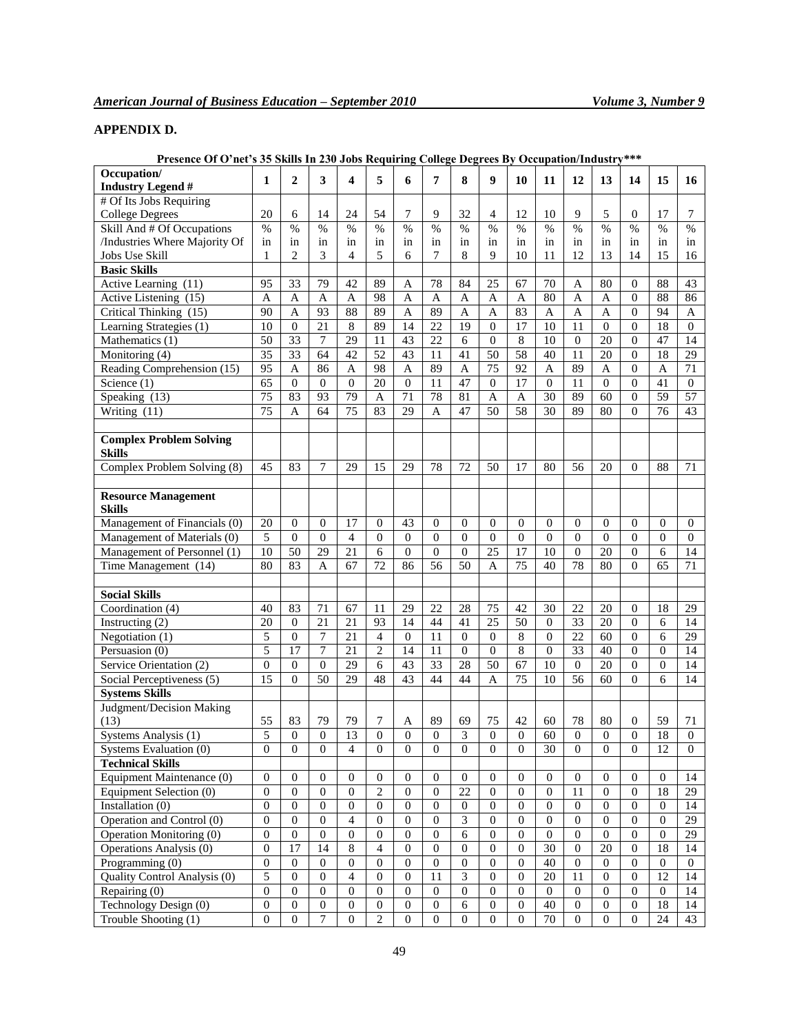## APPENDIX D.

**Presence Of O'net's 35 Skills In 230 Jobs Requiring College Degrees By Occupation/Industry\*\*\***

| Occupation/ Industry Legend # | 1 | 2 | 3 | 4 | 5 | 6 | 7 | 8 | 9 | 10 | 11 | 12 | 13 | 14 | 15 | 16 |
|---|---|---|---|---|---|---|---|---|---|---|---|---|---|---|---|---|
| # Of Its Jobs Requiring College Degrees | 20 | 6 | 14 | 24 | 54 | 7 | 9 | 32 | 4 | 12 | 10 | 9 | 5 | 0 | 17 | 7 |
| Skill And # Of Occupations /Industries Where Majority Of Jobs Use Skill | % in 1 | % in 2 | % in 3 | % in 4 | % in 5 | % in 6 | % in 7 | % in 8 | % in 9 | % in 10 | % in 11 | % in 12 | % in 13 | % in 14 | % in 15 | % in 16 |
| **Basic Skills** | | | | | | | | | | | | | | | | |
| Active Learning (11) | 95 | 33 | 79 | 42 | 89 | A | 78 | 84 | 25 | 67 | 70 | A | 80 | 0 | 88 | 43 |
| Active Listening (15) | A | A | A | A | 98 | A | A | A | A | A | 80 | A | A | 0 | 88 | 86 |
| Critical Thinking (15) | 90 | A | 93 | 88 | 89 | A | 89 | A | A | 83 | A | A | A | 0 | 94 | A |
| Learning Strategies (1) | 10 | 0 | 21 | 8 | 89 | 14 | 22 | 19 | 0 | 17 | 10 | 11 | 0 | 0 | 18 | 0 |
| Mathematics (1) | 50 | 33 | 7 | 29 | 11 | 43 | 22 | 6 | 0 | 8 | 10 | 0 | 20 | 0 | 47 | 14 |
| Monitoring (4) | 35 | 33 | 64 | 42 | 52 | 43 | 11 | 41 | 50 | 58 | 40 | 11 | 20 | 0 | 18 | 29 |
| Reading Comprehension (15) | 95 | A | 86 | A | 98 | A | 89 | A | 75 | 92 | A | 89 | A | 0 | A | 71 |
| Science (1) | 65 | 0 | 0 | 0 | 20 | 0 | 11 | 47 | 0 | 17 | 0 | 11 | 0 | 0 | 41 | 0 |
| Speaking (13) | 75 | 83 | 93 | 79 | A | 71 | 78 | 81 | A | A | 30 | 89 | 60 | 0 | 59 | 57 |
| Writing (11) | 75 | A | 64 | 75 | 83 | 29 | A | 47 | 50 | 58 | 30 | 89 | 80 | 0 | 76 | 43 |
| | | | | | | | | | | | | | | | | |
| **Complex Problem Solving Skills** | | | | | | | | | | | | | | | | |
| Complex Problem Solving (8) | 45 | 83 | 7 | 29 | 15 | 29 | 78 | 72 | 50 | 17 | 80 | 56 | 20 | 0 | 88 | 71 |
| | | | | | | | | | | | | | | | | |
| **Resource Management Skills** | | | | | | | | | | | | | | | | |
| Management of Financials (0) | 20 | 0 | 0 | 17 | 0 | 43 | 0 | 0 | 0 | 0 | 0 | 0 | 0 | 0 | 0 | 0 |
| Management of Materials (0) | 5 | 0 | 0 | 4 | 0 | 0 | 0 | 0 | 0 | 0 | 0 | 0 | 0 | 0 | 0 | 0 |
| Management of Personnel (1) | 10 | 50 | 29 | 21 | 6 | 0 | 0 | 0 | 25 | 17 | 10 | 0 | 20 | 0 | 6 | 14 |
| Time Management (14) | 80 | 83 | A | 67 | 72 | 86 | 56 | 50 | A | 75 | 40 | 78 | 80 | 0 | 65 | 71 |
| | | | | | | | | | | | | | | | | |
| **Social Skills** | | | | | | | | | | | | | | | | |
| Coordination (4) | 40 | 83 | 71 | 67 | 11 | 29 | 22 | 28 | 75 | 42 | 30 | 22 | 20 | 0 | 18 | 29 |
| Instructing (2) | 20 | 0 | 21 | 21 | 93 | 14 | 44 | 41 | 25 | 50 | 0 | 33 | 20 | 0 | 6 | 14 |
| Negotiation (1) | 5 | 0 | 7 | 21 | 4 | 0 | 11 | 0 | 0 | 8 | 0 | 22 | 60 | 0 | 6 | 29 |
| Persuasion (0) | 5 | 17 | 7 | 21 | 2 | 14 | 11 | 0 | 0 | 8 | 0 | 33 | 40 | 0 | 0 | 14 |
| Service Orientation (2) | 0 | 0 | 0 | 29 | 6 | 43 | 33 | 28 | 50 | 67 | 10 | 0 | 20 | 0 | 0 | 14 |
| Social Perceptiveness (5) | 15 | 0 | 50 | 29 | 48 | 43 | 44 | 44 | A | 75 | 10 | 56 | 60 | 0 | 6 | 14 |
| **Systems Skills** | | | | | | | | | | | | | | | | |
| Judgment/Decision Making (13) | 55 | 83 | 79 | 79 | 7 | A | 89 | 69 | 75 | 42 | 60 | 78 | 80 | 0 | 59 | 71 |
| Systems Analysis (1) | 5 | 0 | 0 | 13 | 0 | 0 | 0 | 3 | 0 | 0 | 60 | 0 | 0 | 0 | 18 | 0 |
| Systems Evaluation (0) | 0 | 0 | 0 | 4 | 0 | 0 | 0 | 0 | 0 | 0 | 30 | 0 | 0 | 0 | 12 | 0 |
| **Technical Skills** | | | | | | | | | | | | | | | | |
| Equipment Maintenance (0) | 0 | 0 | 0 | 0 | 0 | 0 | 0 | 0 | 0 | 0 | 0 | 0 | 0 | 0 | 0 | 14 |
| Equipment Selection (0) | 0 | 0 | 0 | 0 | 2 | 0 | 0 | 22 | 0 | 0 | 0 | 11 | 0 | 0 | 18 | 29 |
| Installation (0) | 0 | 0 | 0 | 0 | 0 | 0 | 0 | 0 | 0 | 0 | 0 | 0 | 0 | 0 | 0 | 14 |
| Operation and Control (0) | 0 | 0 | 0 | 4 | 0 | 0 | 0 | 3 | 0 | 0 | 0 | 0 | 0 | 0 | 0 | 29 |
| Operation Monitoring (0) | 0 | 0 | 0 | 0 | 0 | 0 | 0 | 6 | 0 | 0 | 0 | 0 | 0 | 0 | 0 | 29 |
| Operations Analysis (0) | 0 | 17 | 14 | 8 | 4 | 0 | 0 | 0 | 0 | 0 | 30 | 0 | 20 | 0 | 18 | 14 |
| Programming (0) | 0 | 0 | 0 | 0 | 0 | 0 | 0 | 0 | 0 | 0 | 40 | 0 | 0 | 0 | 0 | 0 |
| Quality Control Analysis (0) | 5 | 0 | 0 | 4 | 0 | 0 | 11 | 3 | 0 | 0 | 20 | 11 | 0 | 0 | 12 | 14 |
| Repairing (0) | 0 | 0 | 0 | 0 | 0 | 0 | 0 | 0 | 0 | 0 | 0 | 0 | 0 | 0 | 0 | 14 |
| Technology Design (0) | 0 | 0 | 0 | 0 | 0 | 0 | 0 | 6 | 0 | 0 | 40 | 0 | 0 | 0 | 18 | 14 |
| Trouble Shooting (1) | 0 | 0 | 7 | 0 | 2 | 0 | 0 | 0 | 0 | 0 | 70 | 0 | 0 | 0 | 24 | 43 |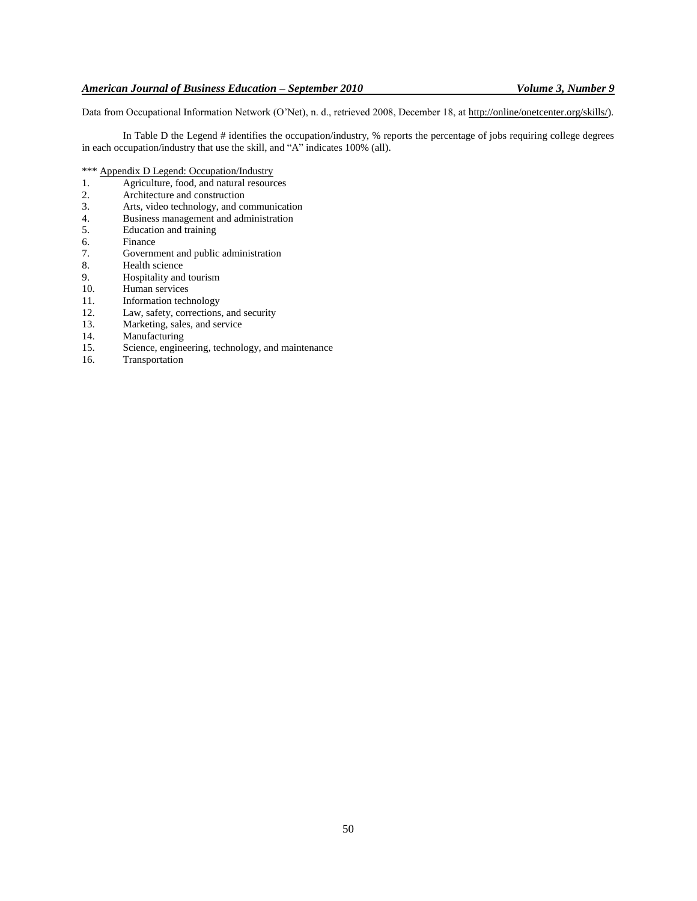Data from Occupational Information Network (O'Net), n. d., retrieved 2008, December 18, at http://online/onetcenter.org/skills/).

In Table D the Legend # identifies the occupation/industry, % reports the percentage of jobs requiring college degrees in each occupation/industry that use the skill, and "A" indicates 100% (all).

*** Appendix D Legend: Occupation/Industry

1. Agriculture, food, and natural resources
2. Architecture and construction
3. Arts, video technology, and communication
4. Business management and administration
5. Education and training
6. Finance
7. Government and public administration
8. Health science
9. Hospitality and tourism
10. Human services
11. Information technology
12. Law, safety, corrections, and security
13. Marketing, sales, and service
14. Manufacturing
15. Science, engineering, technology, and maintenance
16. Transportation